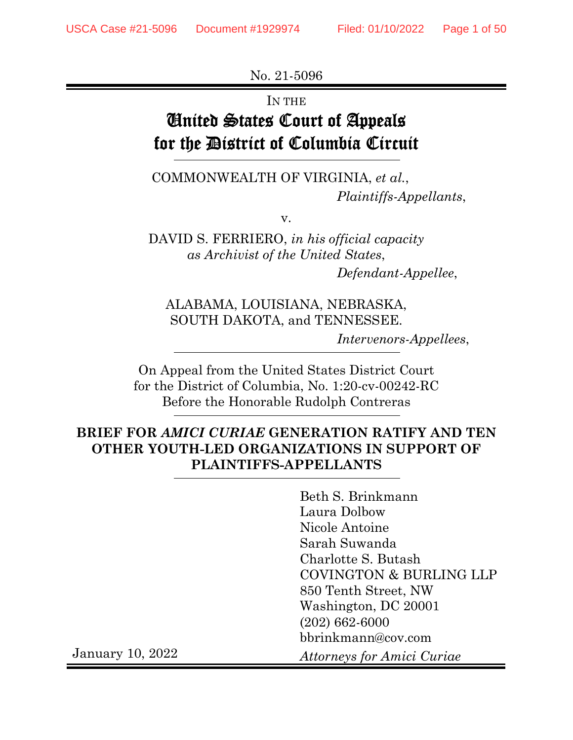No. 21-5096

IN THE

# United States Court of Appeals for the District of Columbia Circuit

COMMONWEALTH OF VIRGINIA, *et al.*,

*Plaintiffs-Appellants*,

v.

DAVID S. FERRIERO, *in his official capacity as Archivist of the United States*,

*Defendant-Appellee*,

ALABAMA, LOUISIANA, NEBRASKA, SOUTH DAKOTA, and TENNESSEE.

*Intervenors-Appellees*,

On Appeal from the United States District Court for the District of Columbia, No. 1:20-cv-00242-RC
Before the Honorable Rudolph Contreras

**BRIEF FOR *AMICI CURIAE* GENERATION RATIFY AND TEN OTHER YOUTH-LED ORGANIZATIONS IN SUPPORT OF PLAINTIFFS-APPELLANTS**

Beth S. Brinkmann
Laura Dolbow
Nicole Antoine
Sarah Suwanda
Charlotte S. Butash
COVINGTON & BURLING LLP
850 Tenth Street, NW
Washington, DC 20001
(202) 662-6000
bbrinkmann@cov.com

*Attorneys for Amici Curiae*

January 10, 2022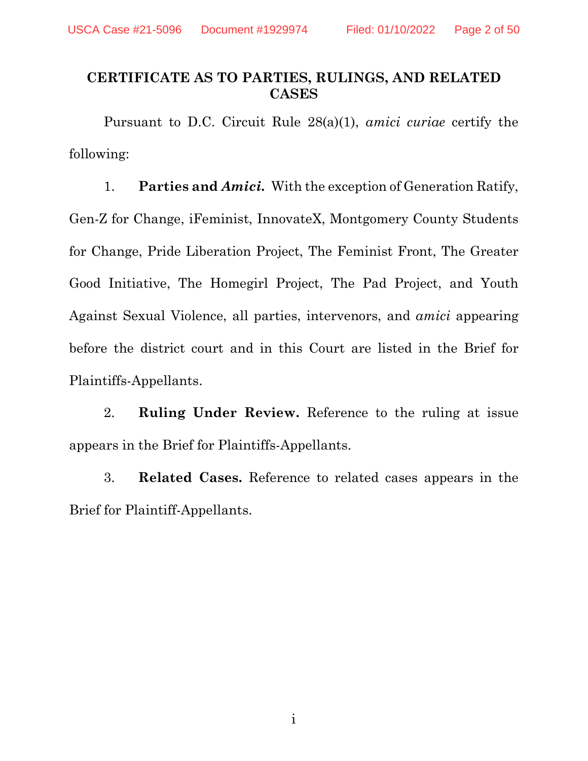## CERTIFICATE AS TO PARTIES, RULINGS, AND RELATED CASES

Pursuant to D.C. Circuit Rule 28(a)(1), *amici curiae* certify the following:

1. **Parties and *Amici*.** With the exception of Generation Ratify, Gen-Z for Change, iFeminist, InnovateX, Montgomery County Students for Change, Pride Liberation Project, The Feminist Front, The Greater Good Initiative, The Homegirl Project, The Pad Project, and Youth Against Sexual Violence, all parties, intervenors, and *amici* appearing before the district court and in this Court are listed in the Brief for Plaintiffs-Appellants.

2. **Ruling Under Review.** Reference to the ruling at issue appears in the Brief for Plaintiffs-Appellants.

3. **Related Cases.** Reference to related cases appears in the Brief for Plaintiff-Appellants.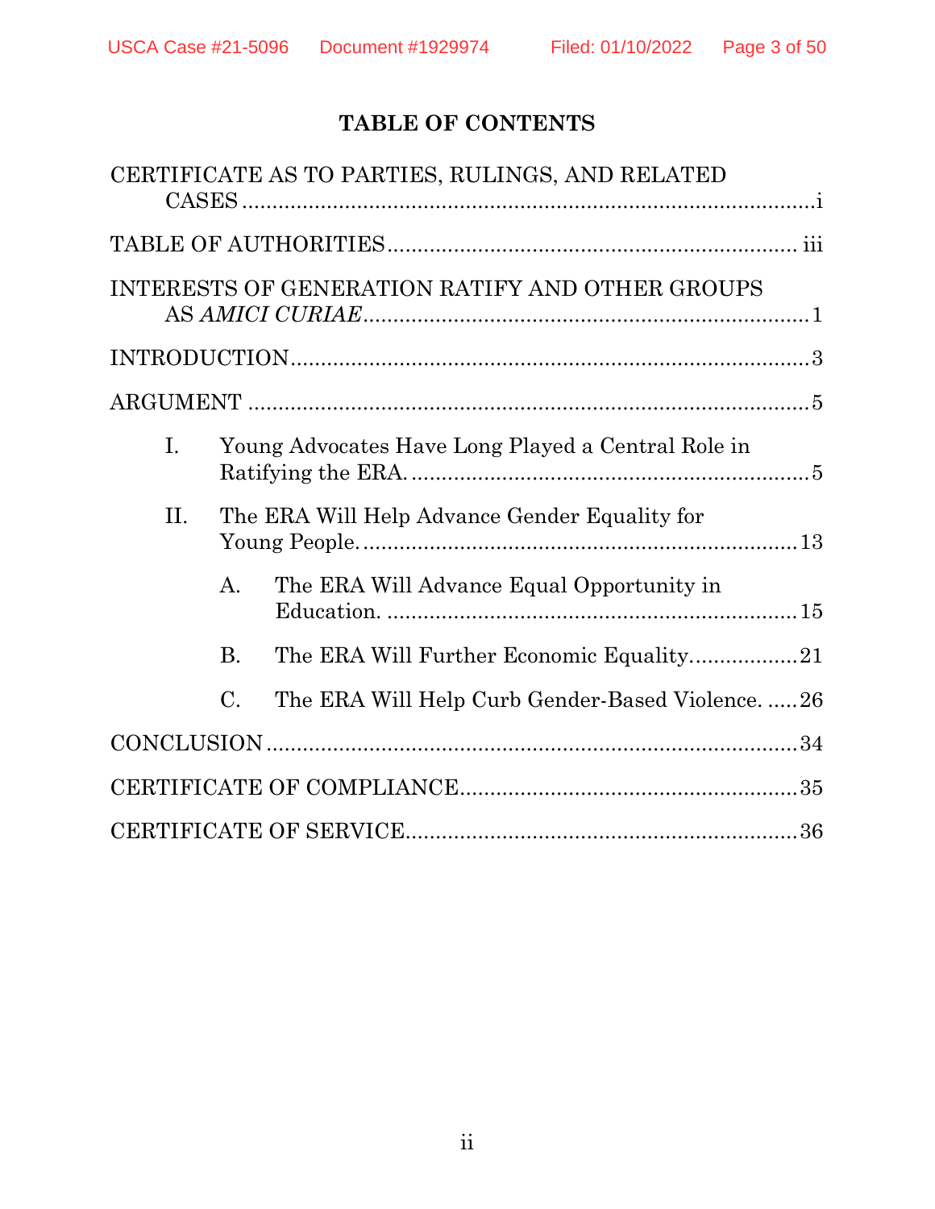# TABLE OF CONTENTS

CERTIFICATE AS TO PARTIES, RULINGS, AND RELATED CASES ....................................................................................i

TABLE OF AUTHORITIES ................................................................ iii

INTERESTS OF GENERATION RATIFY AND OTHER GROUPS AS *AMICI CURIAE* ...................................................................1

INTRODUCTION ................................................................................3

ARGUMENT ........................................................................................5

I. Young Advocates Have Long Played a Central Role in Ratifying the ERA. ...........................................................5

II. The ERA Will Help Advance Gender Equality for Young People. .....................................................................13

A. The ERA Will Advance Equal Opportunity in Education. ..............................................................15

B. The ERA Will Further Economic Equality.................21

C. The ERA Will Help Curb Gender-Based Violence. .....26

CONCLUSION ..................................................................................34

CERTIFICATE OF COMPLIANCE.....................................................35

CERTIFICATE OF SERVICE.............................................................36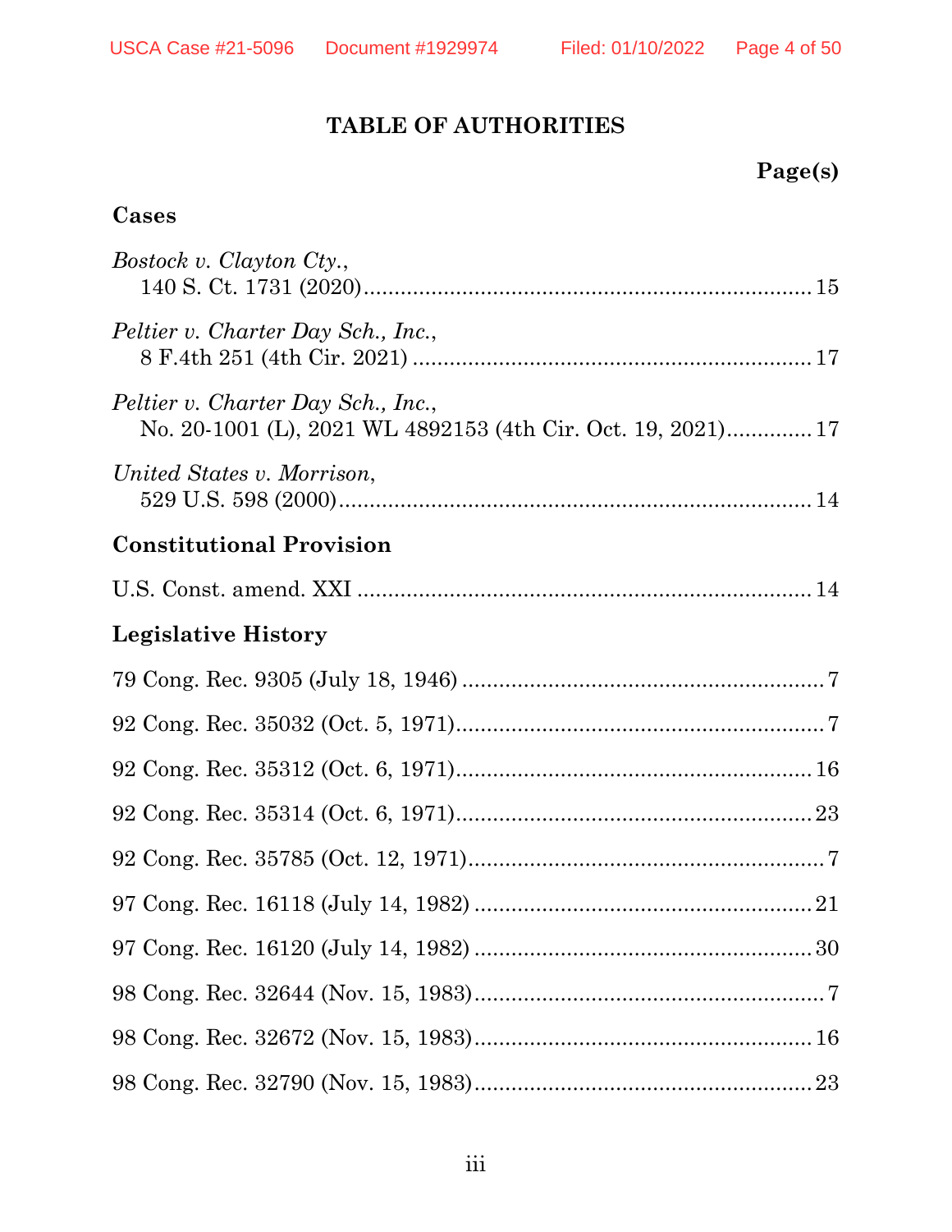## TABLE OF AUTHORITIES

**Page(s)**

### Cases

*Bostock v. Clayton Cty.*,
140 S. Ct. 1731 (2020) ........................................................................ 15

*Peltier v. Charter Day Sch., Inc.*,
8 F.4th 251 (4th Cir. 2021) ................................................................ 17

*Peltier v. Charter Day Sch., Inc.*,
No. 20-1001 (L), 2021 WL 4892153 (4th Cir. Oct. 19, 2021).............. 17

*United States v. Morrison*,
529 U.S. 598 (2000)............................................................................. 14

### Constitutional Provision

U.S. Const. amend. XXI ......................................................................... 14

### Legislative History

79 Cong. Rec. 9305 (July 18, 1946) .......................................................... 7

92 Cong. Rec. 35032 (Oct. 5, 1971)........................................................... 7

92 Cong. Rec. 35312 (Oct. 6, 1971)......................................................... 16

92 Cong. Rec. 35314 (Oct. 6, 1971)......................................................... 23

92 Cong. Rec. 35785 (Oct. 12, 1971)......................................................... 7

97 Cong. Rec. 16118 (July 14, 1982) ....................................................... 21

97 Cong. Rec. 16120 (July 14, 1982) ....................................................... 30

98 Cong. Rec. 32644 (Nov. 15, 1983)......................................................... 7

98 Cong. Rec. 32672 (Nov. 15, 1983)....................................................... 16

98 Cong. Rec. 32790 (Nov. 15, 1983)....................................................... 23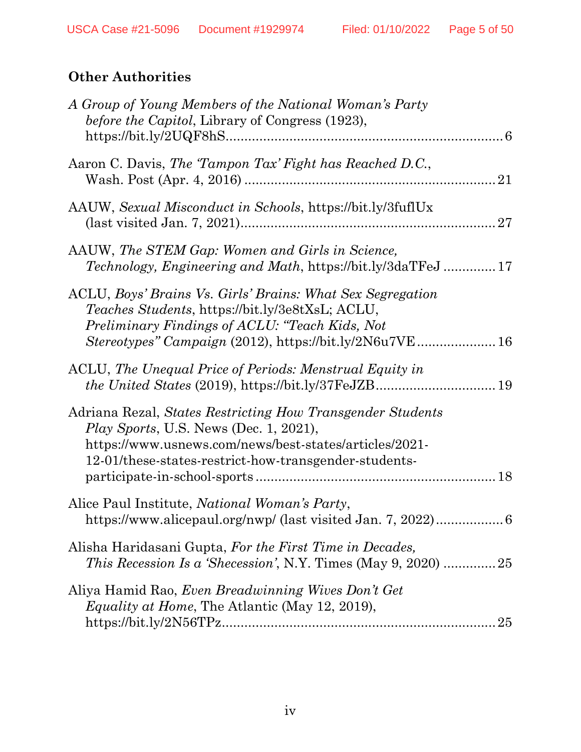## Other Authorities

*A Group of Young Members of the National Woman's Party before the Capitol*, Library of Congress (1923), https://bit.ly/2UQF8hS .......... 6

Aaron C. Davis, *The 'Tampon Tax' Fight has Reached D.C.*, Wash. Post (Apr. 4, 2016) .......... 21

AAUW, *Sexual Misconduct in Schools*, https://bit.ly/3fuflUx (last visited Jan. 7, 2021) .......... 27

AAUW, *The STEM Gap: Women and Girls in Science, Technology, Engineering and Math*, https://bit.ly/3daTFeJ .......... 17

ACLU, *Boys' Brains Vs. Girls' Brains: What Sex Segregation Teaches Students*, https://bit.ly/3e8tXsL; ACLU, *Preliminary Findings of ACLU: "Teach Kids, Not Stereotypes" Campaign* (2012), https://bit.ly/2N6u7VE .......... 16

ACLU, *The Unequal Price of Periods: Menstrual Equity in the United States* (2019), https://bit.ly/37FeJZB .......... 19

Adriana Rezal, *States Restricting How Transgender Students Play Sports*, U.S. News (Dec. 1, 2021), https://www.usnews.com/news/best-states/articles/2021-12-01/these-states-restrict-how-transgender-students-participate-in-school-sports .......... 18

Alice Paul Institute, *National Woman's Party*, https://www.alicepaul.org/nwp/ (last visited Jan. 7, 2022) .......... 6

Alisha Haridasani Gupta, *For the First Time in Decades, This Recession Is a 'Shecession'*, N.Y. Times (May 9, 2020) .......... 25

Aliya Hamid Rao, *Even Breadwinning Wives Don't Get Equality at Home*, The Atlantic (May 12, 2019), https://bit.ly/2N56TPz .......... 25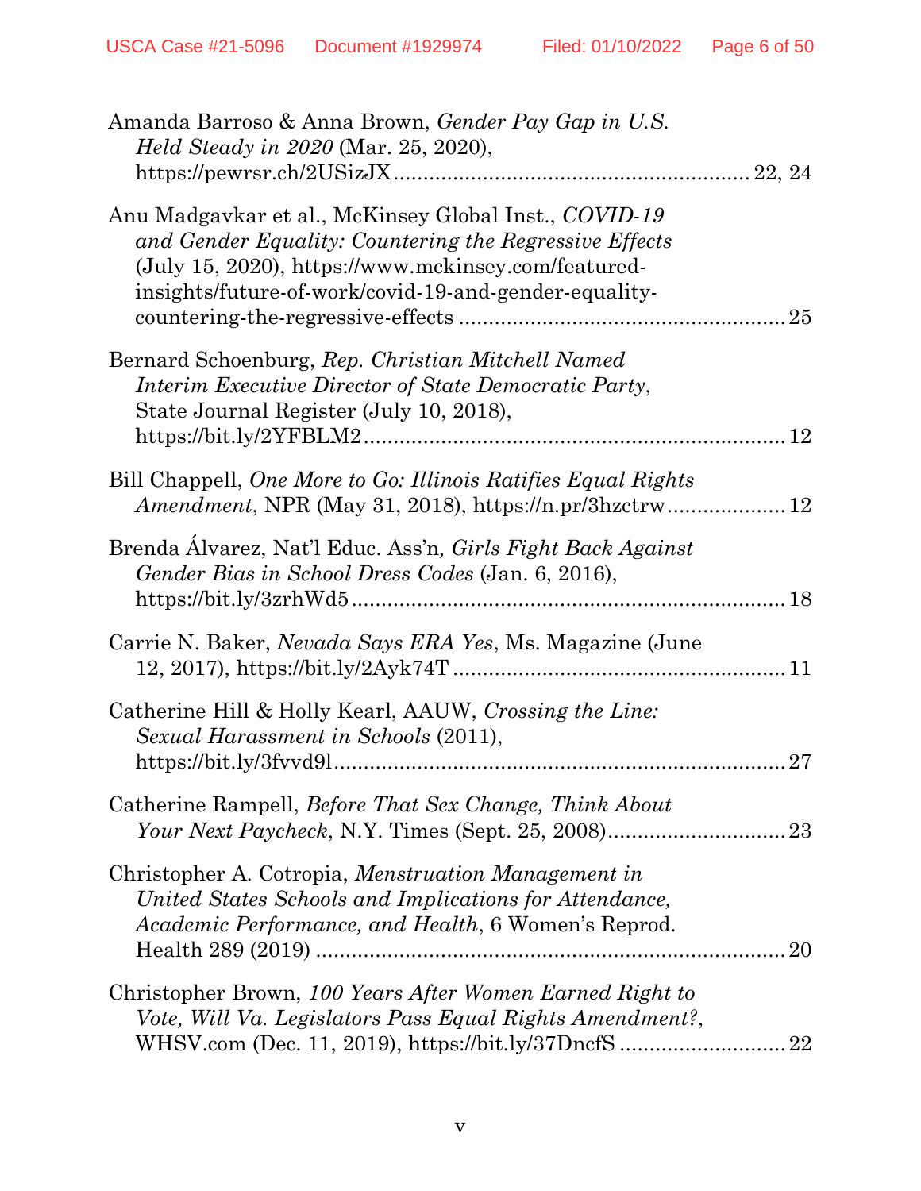Amanda Barroso & Anna Brown, *Gender Pay Gap in U.S. Held Steady in 2020* (Mar. 25, 2020), https://pewrsr.ch/2USizJX .......................................................... 22, 24

Anu Madgavkar et al., McKinsey Global Inst., *COVID-19 and Gender Equality: Countering the Regressive Effects* (July 15, 2020), https://www.mckinsey.com/featured-insights/future-of-work/covid-19-and-gender-equality-countering-the-regressive-effects ...................................................... 25

Bernard Schoenburg, *Rep. Christian Mitchell Named Interim Executive Director of State Democratic Party*, State Journal Register (July 10, 2018), https://bit.ly/2YFBLM2 ..................................................................... 12

Bill Chappell, *One More to Go: Illinois Ratifies Equal Rights Amendment*, NPR (May 31, 2018), https://n.pr/3hzctrw .................... 12

Brenda Álvarez, Nat'l Educ. Ass'n*, Girls Fight Back Against Gender Bias in School Dress Codes* (Jan. 6, 2016), https://bit.ly/3zrhWd5 ........................................................................ 18

Carrie N. Baker, *Nevada Says ERA Yes*, Ms. Magazine (June 12, 2017), https://bit.ly/2Ayk74T ....................................................... 11

Catherine Hill & Holly Kearl, AAUW, *Crossing the Line: Sexual Harassment in Schools* (2011), https://bit.ly/3fvvd9l ........................................................................... 27

Catherine Rampell, *Before That Sex Change, Think About Your Next Paycheck*, N.Y. Times (Sept. 25, 2008) .............................. 23

Christopher A. Cotropia, *Menstruation Management in United States Schools and Implications for Attendance, Academic Performance, and Health*, 6 Women's Reprod. Health 289 (2019) .............................................................................. 20

Christopher Brown, *100 Years After Women Earned Right to Vote, Will Va. Legislators Pass Equal Rights Amendment?*, WHSV.com (Dec. 11, 2019), https://bit.ly/37DncfS ............................ 22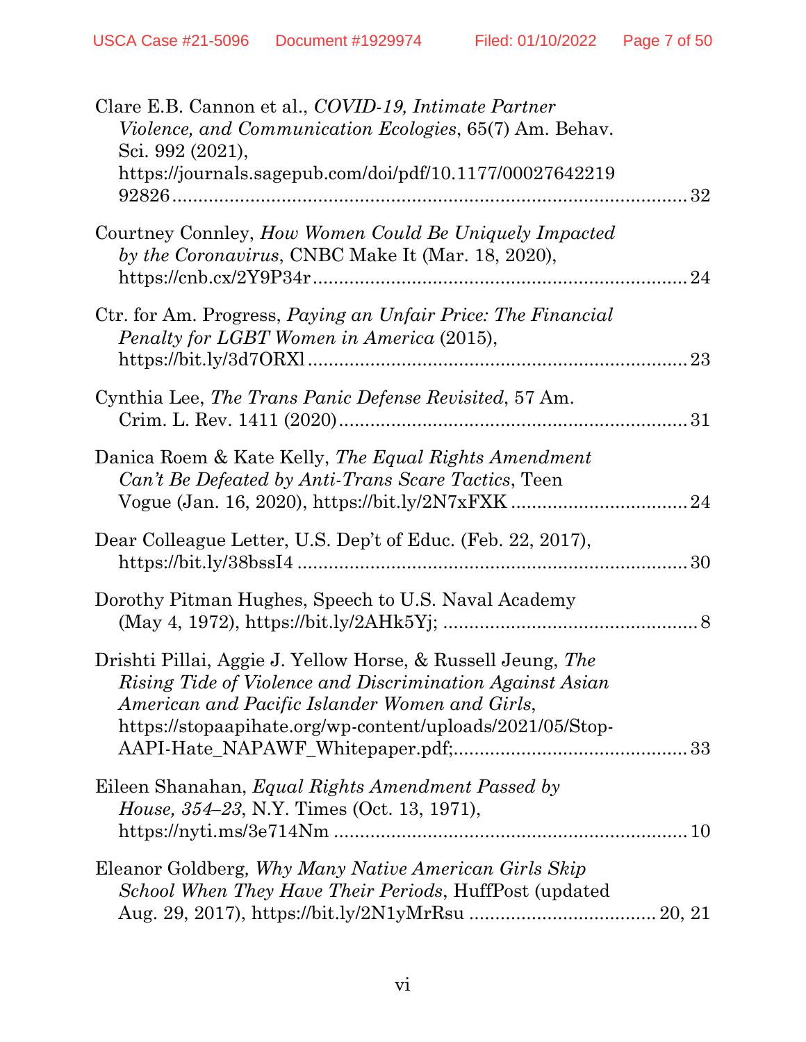Clare E.B. Cannon et al., *COVID-19, Intimate Partner Violence, and Communication Ecologies*, 65(7) Am. Behav. Sci. 992 (2021), https://journals.sagepub.com/doi/pdf/10.1177/00027642219 92826 ........................................................................................ 32

Courtney Connley, *How Women Could Be Uniquely Impacted by the Coronavirus*, CNBC Make It (Mar. 18, 2020), https://cnb.cx/2Y9P34r ........................................................................ 24

Ctr. for Am. Progress, *Paying an Unfair Price: The Financial Penalty for LGBT Women in America* (2015), https://bit.ly/3d7ORXl ........................................................................ 23

Cynthia Lee, *The Trans Panic Defense Revisited*, 57 Am. Crim. L. Rev. 1411 (2020) ................................................................. 31

Danica Roem & Kate Kelly, *The Equal Rights Amendment Can't Be Defeated by Anti-Trans Scare Tactics*, Teen Vogue (Jan. 16, 2020), https://bit.ly/2N7xFXK .................................. 24

Dear Colleague Letter, U.S. Dep't of Educ. (Feb. 22, 2017), https://bit.ly/38bssI4 ......................................................................... 30

Dorothy Pitman Hughes, Speech to U.S. Naval Academy (May 4, 1972), https://bit.ly/2AHk5Yj; ................................................. 8

Drishti Pillai, Aggie J. Yellow Horse, & Russell Jeung, *The Rising Tide of Violence and Discrimination Against Asian American and Pacific Islander Women and Girls*, https://stopaapihate.org/wp-content/uploads/2021/05/Stop-AAPI-Hate_NAPAWF_Whitepaper.pdf; ........................................... 33

Eileen Shanahan, *Equal Rights Amendment Passed by House, 354–23*, N.Y. Times (Oct. 13, 1971), https://nyti.ms/3e714Nm .................................................................... 10

Eleanor Goldberg, *Why Many Native American Girls Skip School When They Have Their Periods*, HuffPost (updated Aug. 29, 2017), https://bit.ly/2N1yMrRsu .................................... 20, 21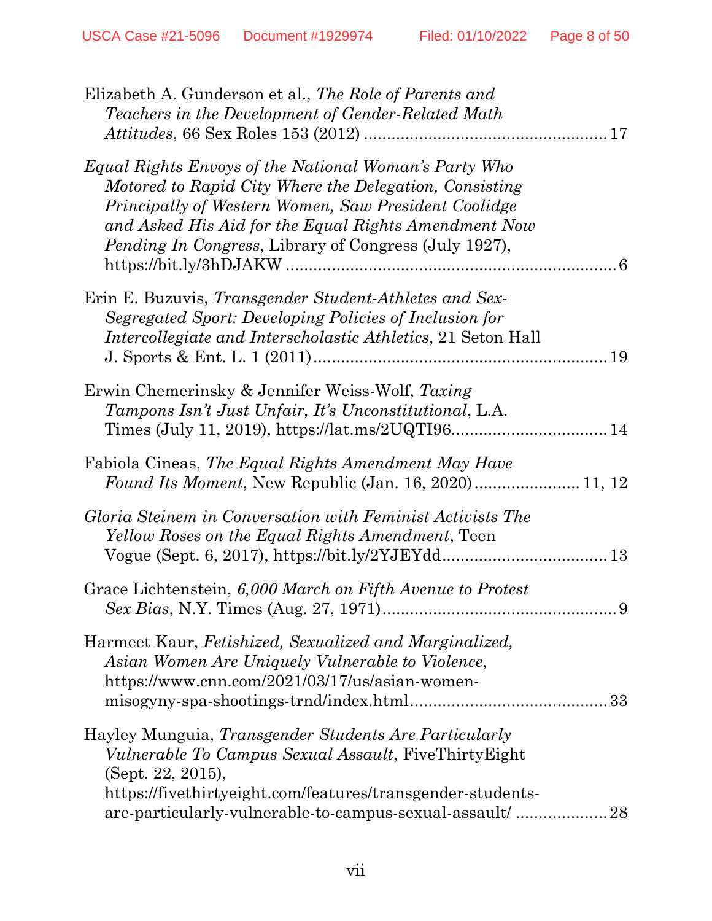Elizabeth A. Gunderson et al., *The Role of Parents and Teachers in the Development of Gender-Related Math Attitudes*, 66 Sex Roles 153 (2012) .................................................... 17

*Equal Rights Envoys of the National Woman's Party Who Motored to Rapid City Where the Delegation, Consisting Principally of Western Women, Saw President Coolidge and Asked His Aid for the Equal Rights Amendment Now Pending In Congress*, Library of Congress (July 1927), https://bit.ly/3hDJAKW ....................................................................... 6

Erin E. Buzuvis, *Transgender Student-Athletes and Sex-Segregated Sport: Developing Policies of Inclusion for Intercollegiate and Interscholastic Athletics*, 21 Seton Hall J. Sports & Ent. L. 1 (2011) ............................................................... 19

Erwin Chemerinsky & Jennifer Weiss-Wolf, *Taxing Tampons Isn't Just Unfair, It's Unconstitutional*, L.A. Times (July 11, 2019), https://lat.ms/2UQTI96................................. 14

Fabiola Cineas, *The Equal Rights Amendment May Have Found Its Moment*, New Republic (Jan. 16, 2020)...................... 11, 12

*Gloria Steinem in Conversation with Feminist Activists The Yellow Roses on the Equal Rights Amendment*, Teen Vogue (Sept. 6, 2017), https://bit.ly/2YJEYdd................................... 13

Grace Lichtenstein, *6,000 March on Fifth Avenue to Protest Sex Bias*, N.Y. Times (Aug. 27, 1971).................................................. 9

Harmeet Kaur, *Fetishized, Sexualized and Marginalized, Asian Women Are Uniquely Vulnerable to Violence*, https://www.cnn.com/2021/03/17/us/asian-women-misogyny-spa-shootings-trnd/index.html.......................................... 33

Hayley Munguia, *Transgender Students Are Particularly Vulnerable To Campus Sexual Assault*, FiveThirtyEight (Sept. 22, 2015), https://fivethirtyeight.com/features/transgender-students-are-particularly-vulnerable-to-campus-sexual-assault/ .................... 28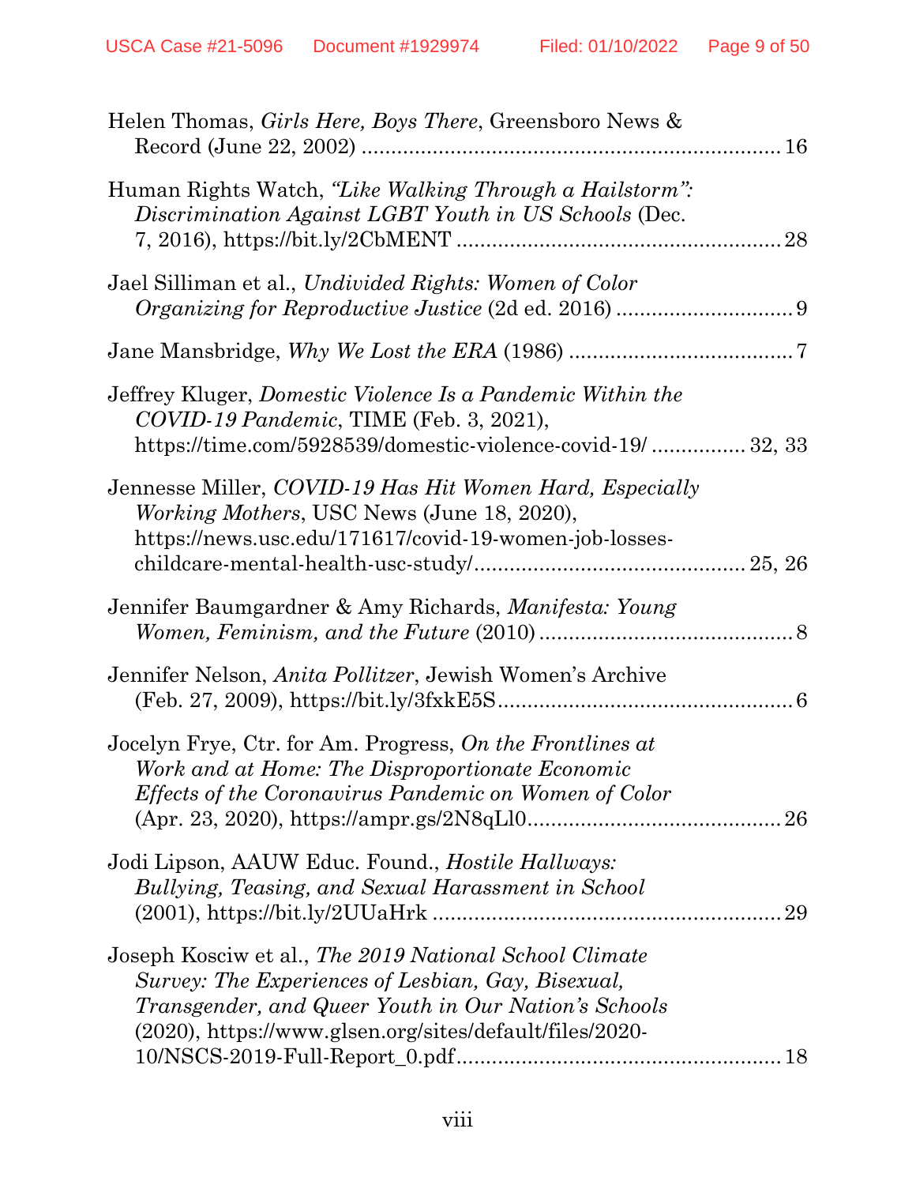Helen Thomas, *Girls Here, Boys There*, Greensboro News & Record (June 22, 2002) ........................................................................ 16

Human Rights Watch, *"Like Walking Through a Hailstorm": Discrimination Against LGBT Youth in US Schools* (Dec. 7, 2016), https://bit.ly/2CbMENT ........................................................ 28

Jael Silliman et al., *Undivided Rights: Women of Color Organizing for Reproductive Justice* (2d ed. 2016) .............................. 9

Jane Mansbridge, *Why We Lost the ERA* (1986) ..................................... 7

Jeffrey Kluger, *Domestic Violence Is a Pandemic Within the COVID-19 Pandemic*, TIME (Feb. 3, 2021), https://time.com/5928539/domestic-violence-covid-19/ ................ 32, 33

Jennesse Miller, *COVID-19 Has Hit Women Hard, Especially Working Mothers*, USC News (June 18, 2020), https://news.usc.edu/171617/covid-19-women-job-losses-childcare-mental-health-usc-study/............................................. 25, 26

Jennifer Baumgardner & Amy Richards, *Manifesta: Young Women, Feminism, and the Future* (2010) ........................................... 8

Jennifer Nelson, *Anita Pollitzer*, Jewish Women's Archive (Feb. 27, 2009), https://bit.ly/3fxkE5S.................................................. 6

Jocelyn Frye, Ctr. for Am. Progress, *On the Frontlines at Work and at Home: The Disproportionate Economic Effects of the Coronavirus Pandemic on Women of Color* (Apr. 23, 2020), https://ampr.gs/2N8qLl0........................................... 26

Jodi Lipson, AAUW Educ. Found., *Hostile Hallways: Bullying, Teasing, and Sexual Harassment in School* (2001), https://bit.ly/2UUaHrk ........................................................... 29

Joseph Kosciw et al., *The 2019 National School Climate Survey: The Experiences of Lesbian, Gay, Bisexual, Transgender, and Queer Youth in Our Nation's Schools* (2020), https://www.glsen.org/sites/default/files/2020-10/NSCS-2019-Full-Report_0.pdf....................................................... 18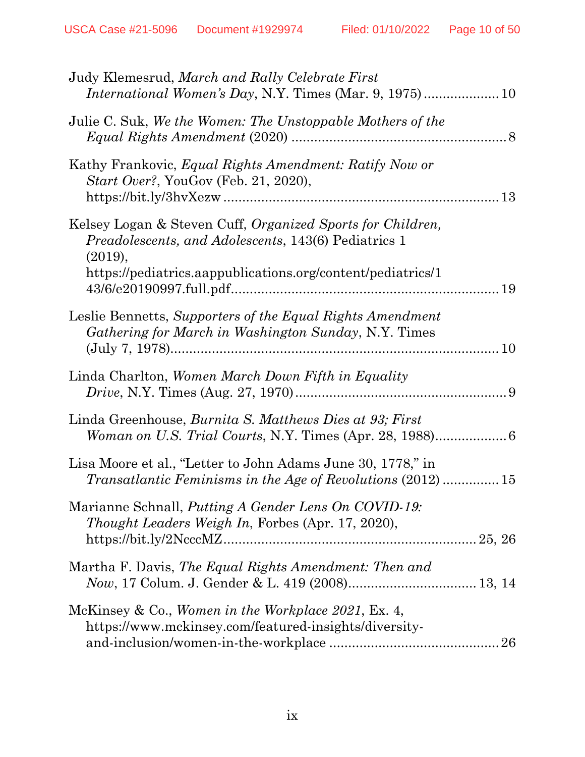Judy Klemesrud, *March and Rally Celebrate First International Women's Day*, N.Y. Times (Mar. 9, 1975) .................... 10

Julie C. Suk, *We the Women: The Unstoppable Mothers of the Equal Rights Amendment* (2020) ........................................................ 8

Kathy Frankovic, *Equal Rights Amendment: Ratify Now or Start Over?*, YouGov (Feb. 21, 2020), https://bit.ly/3hvXezw ........................................................................ 13

Kelsey Logan & Steven Cuff, *Organized Sports for Children, Preadolescents, and Adolescents*, 143(6) Pediatrics 1 (2019), https://pediatrics.aappublications.org/content/pediatrics/143/6/e20190997.full.pdf..................................................................... 19

Leslie Bennetts, *Supporters of the Equal Rights Amendment Gathering for March in Washington Sunday*, N.Y. Times (July 7, 1978)........................................................................................ 10

Linda Charlton, *Women March Down Fifth in Equality Drive*, N.Y. Times (Aug. 27, 1970)........................................................ 9

Linda Greenhouse, *Burnita S. Matthews Dies at 93; First Woman on U.S. Trial Courts*, N.Y. Times (Apr. 28, 1988)................... 6

Lisa Moore et al., "Letter to John Adams June 30, 1778," in *Transatlantic Feminisms in the Age of Revolutions* (2012) ............... 15

Marianne Schnall, *Putting A Gender Lens On COVID-19: Thought Leaders Weigh In*, Forbes (Apr. 17, 2020), https://bit.ly/2NcccMZ................................................................... 25, 26

Martha F. Davis, *The Equal Rights Amendment: Then and Now*, 17 Colum. J. Gender & L. 419 (2008).................................. 13, 14

McKinsey & Co., *Women in the Workplace 2021*, Ex. 4, https://www.mckinsey.com/featured-insights/diversity-and-inclusion/women-in-the-workplace ............................................. 26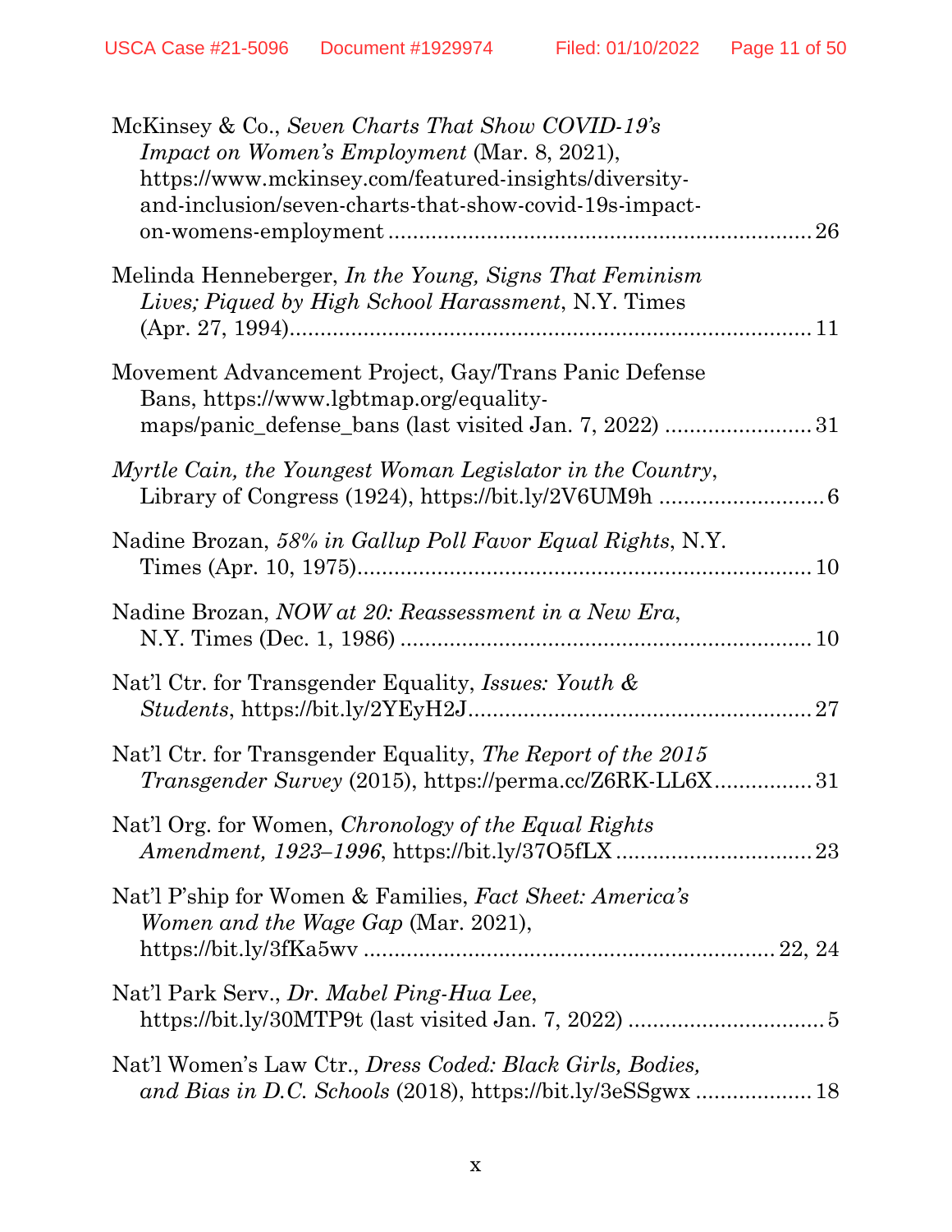McKinsey & Co., *Seven Charts That Show COVID-19's Impact on Women's Employment* (Mar. 8, 2021), https://www.mckinsey.com/featured-insights/diversity-and-inclusion/seven-charts-that-show-covid-19s-impact-on-womens-employment .................................................................. 26

Melinda Henneberger, *In the Young, Signs That Feminism Lives; Piqued by High School Harassment*, N.Y. Times (Apr. 27, 1994)................................................................................ 11

Movement Advancement Project, Gay/Trans Panic Defense Bans, https://www.lgbtmap.org/equality-maps/panic_defense_bans (last visited Jan. 7, 2022) ........................ 31

*Myrtle Cain, the Youngest Woman Legislator in the Country*, Library of Congress (1924), https://bit.ly/2V6UM9h ........................... 6

Nadine Brozan, *58% in Gallup Poll Favor Equal Rights*, N.Y. Times (Apr. 10, 1975)........................................................................ 10

Nadine Brozan, *NOW at 20: Reassessment in a New Era*, N.Y. Times (Dec. 1, 1986) .................................................................. 10

Nat'l Ctr. for Transgender Equality, *Issues: Youth & Students*, https://bit.ly/2YEyH2J........................................................ 27

Nat'l Ctr. for Transgender Equality, *The Report of the 2015 Transgender Survey* (2015), https://perma.cc/Z6RK-LL6X................ 31

Nat'l Org. for Women, *Chronology of the Equal Rights Amendment, 1923–1996*, https://bit.ly/37O5fLX ................................ 23

Nat'l P'ship for Women & Families, *Fact Sheet: America's Women and the Wage Gap* (Mar. 2021), https://bit.ly/3fKa5wv .................................................................. 22, 24

Nat'l Park Serv., *Dr. Mabel Ping-Hua Lee*, https://bit.ly/30MTP9t (last visited Jan. 7, 2022) ................................ 5

Nat'l Women's Law Ctr., *Dress Coded: Black Girls, Bodies, and Bias in D.C. Schools* (2018), https://bit.ly/3eSSgwx ................... 18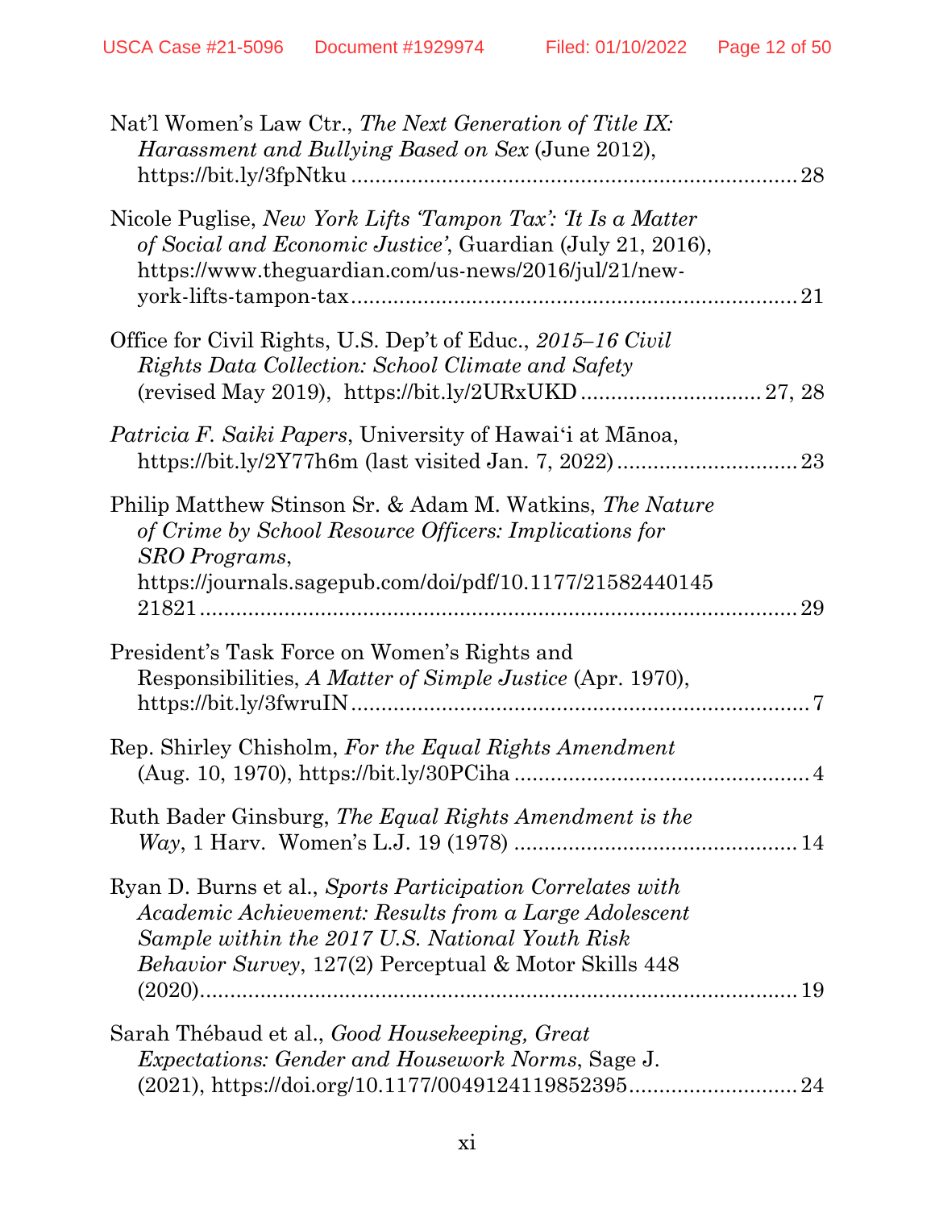Nat'l Women's Law Ctr., *The Next Generation of Title IX: Harassment and Bullying Based on Sex* (June 2012), https://bit.ly/3fpNtku ........................................................................ 28

Nicole Puglise, *New York Lifts 'Tampon Tax': 'It Is a Matter of Social and Economic Justice'*, Guardian (July 21, 2016), https://www.theguardian.com/us-news/2016/jul/21/new-york-lifts-tampon-tax ........................................................................ 21

Office for Civil Rights, U.S. Dep't of Educ., *2015–16 Civil Rights Data Collection: School Climate and Safety* (revised May 2019), https://bit.ly/2URxUKD ............................. 27, 28

*Patricia F. Saiki Papers*, University of Hawai'i at Mānoa, https://bit.ly/2Y77h6m (last visited Jan. 7, 2022) .............................. 23

Philip Matthew Stinson Sr. & Adam M. Watkins, *The Nature of Crime by School Resource Officers: Implications for SRO Programs*, https://journals.sagepub.com/doi/pdf/10.1177/2158244014521821 ........................................................................................ 29

President's Task Force on Women's Rights and Responsibilities, *A Matter of Simple Justice* (Apr. 1970), https://bit.ly/3fwruIN ........................................................................ 7

Rep. Shirley Chisholm, *For the Equal Rights Amendment* (Aug. 10, 1970), https://bit.ly/30PCiha ................................................. 4

Ruth Bader Ginsburg, *The Equal Rights Amendment is the Way*, 1 Harv. Women's L.J. 19 (1978) ............................................... 14

Ryan D. Burns et al., *Sports Participation Correlates with Academic Achievement: Results from a Large Adolescent Sample within the 2017 U.S. National Youth Risk Behavior Survey*, 127(2) Perceptual & Motor Skills 448 (2020)........................................................................................ 19

Sarah Thébaud et al., *Good Housekeeping, Great Expectations: Gender and Housework Norms*, Sage J. (2021), https://doi.org/10.1177/0049124119852395............................ 24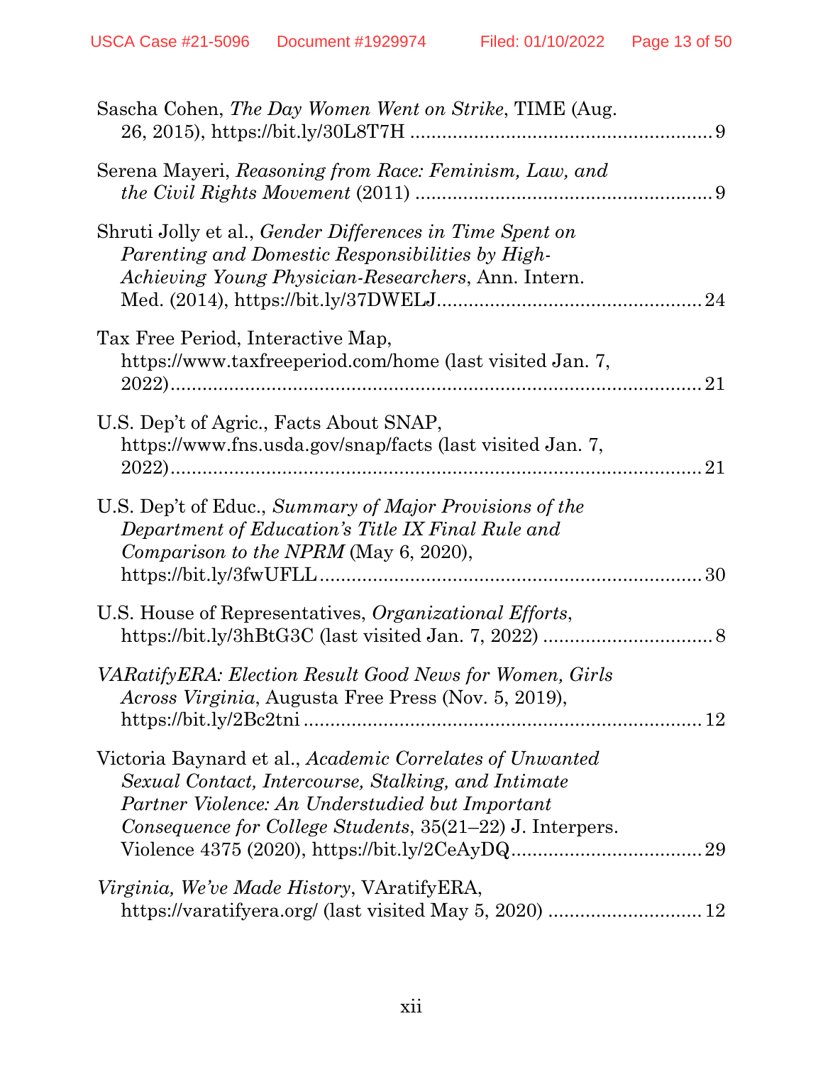Sascha Cohen, *The Day Women Went on Strike*, TIME (Aug. 26, 2015), https://bit.ly/30L8T7H ........................................................ 9

Serena Mayeri, *Reasoning from Race: Feminism, Law, and the Civil Rights Movement* (2011) ........................................................ 9

Shruti Jolly et al., *Gender Differences in Time Spent on Parenting and Domestic Responsibilities by High-Achieving Young Physician-Researchers*, Ann. Intern. Med. (2014), https://bit.ly/37DWELJ................................................. 24

Tax Free Period, Interactive Map, https://www.taxfreeperiod.com/home (last visited Jan. 7, 2022).................................................................................... 21

U.S. Dep't of Agric., Facts About SNAP, https://www.fns.usda.gov/snap/facts (last visited Jan. 7, 2022).................................................................................... 21

U.S. Dep't of Educ., *Summary of Major Provisions of the Department of Education's Title IX Final Rule and Comparison to the NPRM* (May 6, 2020), https://bit.ly/3fwUFLL....................................................................... 30

U.S. House of Representatives, *Organizational Efforts*, https://bit.ly/3hBtG3C (last visited Jan. 7, 2022) ................................ 8

*VARatifyERA: Election Result Good News for Women, Girls Across Virginia*, Augusta Free Press (Nov. 5, 2019), https://bit.ly/2Bc2tni .......................................................................... 12

Victoria Baynard et al., *Academic Correlates of Unwanted Sexual Contact, Intercourse, Stalking, and Intimate Partner Violence: An Understudied but Important Consequence for College Students*, 35(21–22) J. Interpers. Violence 4375 (2020), https://bit.ly/2CeAyDQ.................................... 29

*Virginia, We've Made History*, VAratifyERA, https://varatifyera.org/ (last visited May 5, 2020) ............................ 12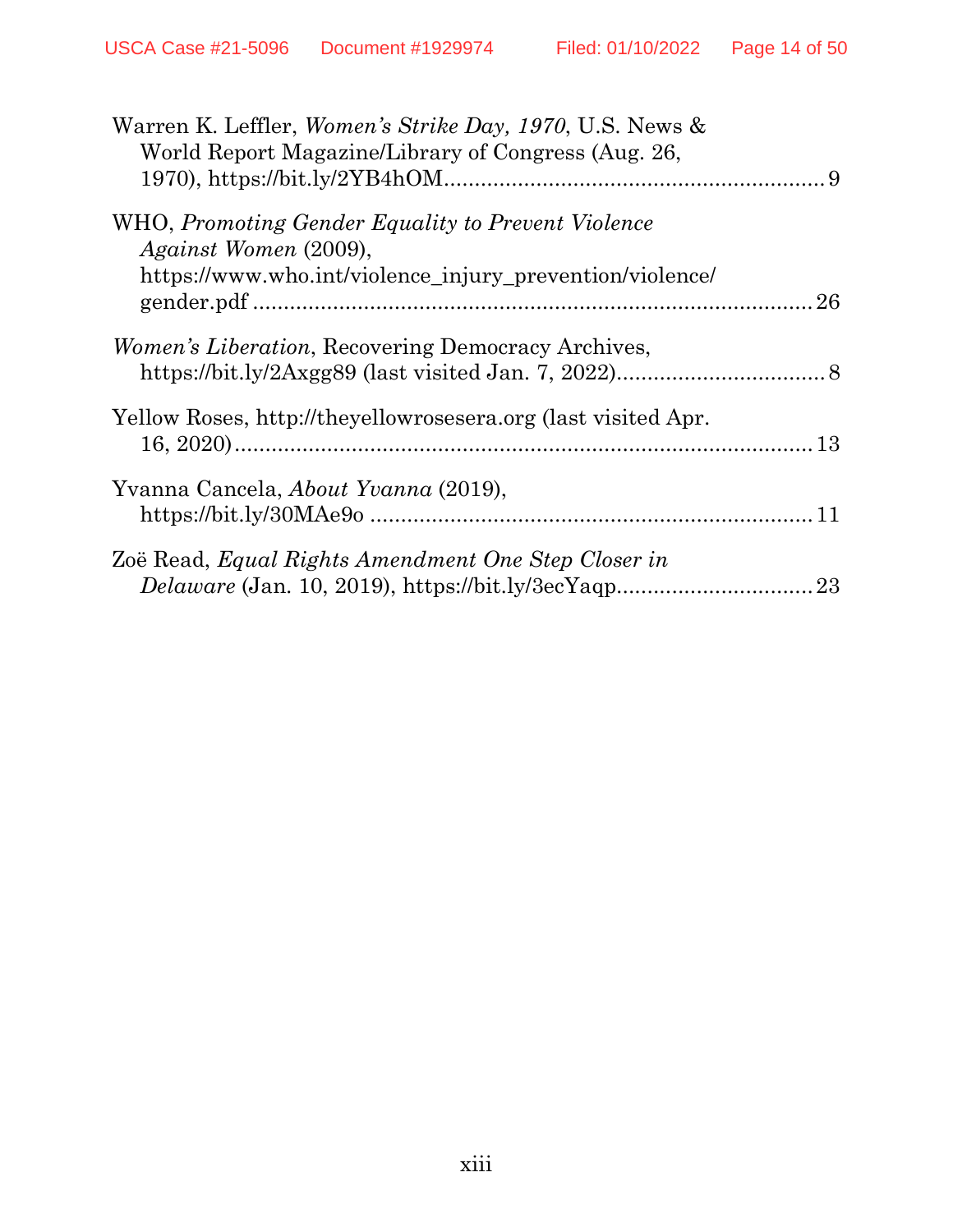Warren K. Leffler, *Women's Strike Day, 1970*, U.S. News & World Report Magazine/Library of Congress (Aug. 26, 1970), https://bit.ly/2YB4hOM............................................................ 9

WHO, *Promoting Gender Equality to Prevent Violence Against Women* (2009), https://www.who.int/violence_injury_prevention/violence/gender.pdf ........................................................................ 26

*Women's Liberation*, Recovering Democracy Archives, https://bit.ly/2Axgg89 (last visited Jan. 7, 2022)................................. 8

Yellow Roses, http://theyellowrosesera.org (last visited Apr. 16, 2020)........................................................................................ 13

Yvanna Cancela, *About Yvanna* (2019), https://bit.ly/30MAe9o ....................................................................... 11

Zoë Read, *Equal Rights Amendment One Step Closer in Delaware* (Jan. 10, 2019), https://bit.ly/3ecYaqp................................ 23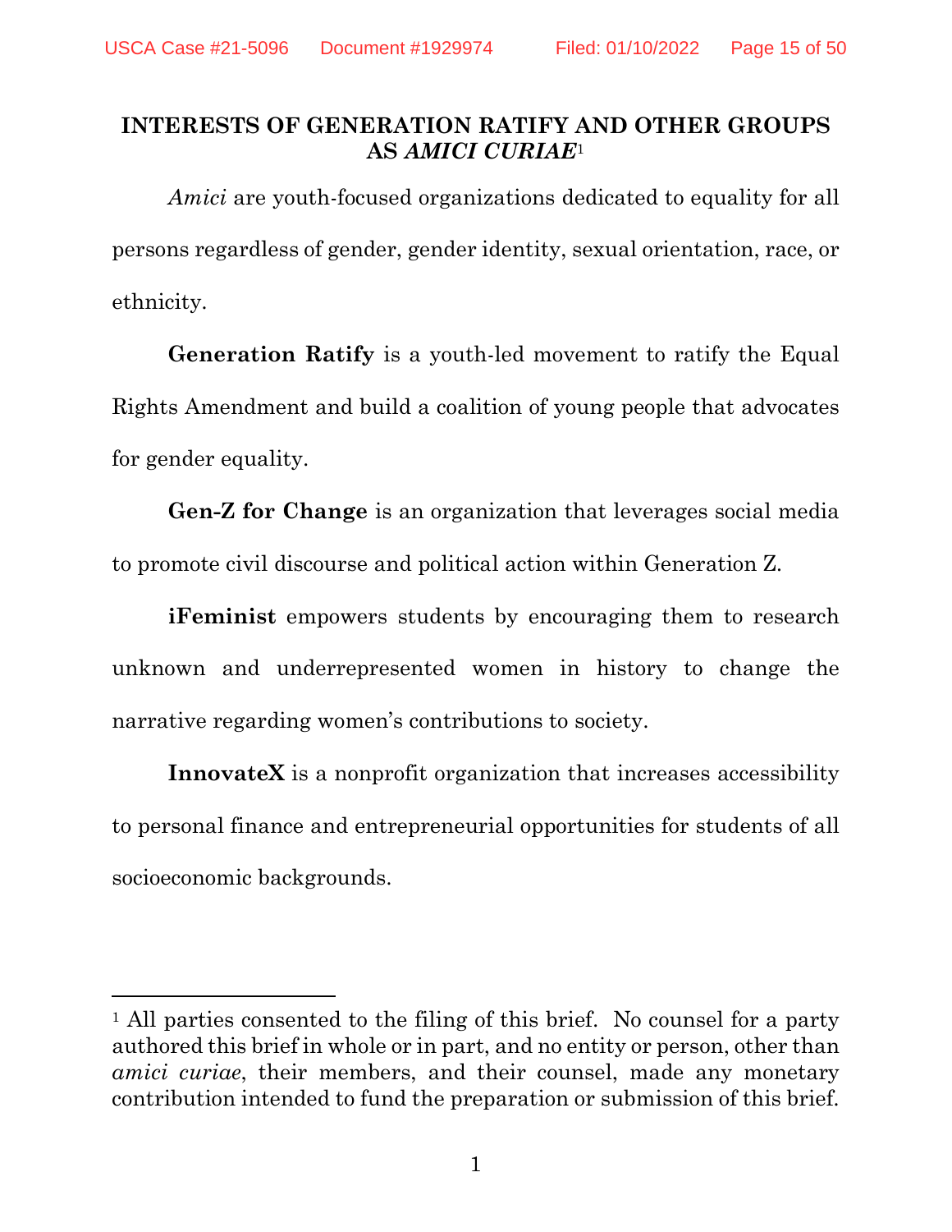## INTERESTS OF GENERATION RATIFY AND OTHER GROUPS AS *AMICI CURIAE*[1]

*Amici* are youth-focused organizations dedicated to equality for all persons regardless of gender, gender identity, sexual orientation, race, or ethnicity.

**Generation Ratify** is a youth-led movement to ratify the Equal Rights Amendment and build a coalition of young people that advocates for gender equality.

**Gen-Z for Change** is an organization that leverages social media to promote civil discourse and political action within Generation Z.

**iFeminist** empowers students by encouraging them to research unknown and underrepresented women in history to change the narrative regarding women's contributions to society.

**InnovateX** is a nonprofit organization that increases accessibility to personal finance and entrepreneurial opportunities for students of all socioeconomic backgrounds.

---

[1] All parties consented to the filing of this brief. No counsel for a party authored this brief in whole or in part, and no entity or person, other than *amici curiae*, their members, and their counsel, made any monetary contribution intended to fund the preparation or submission of this brief.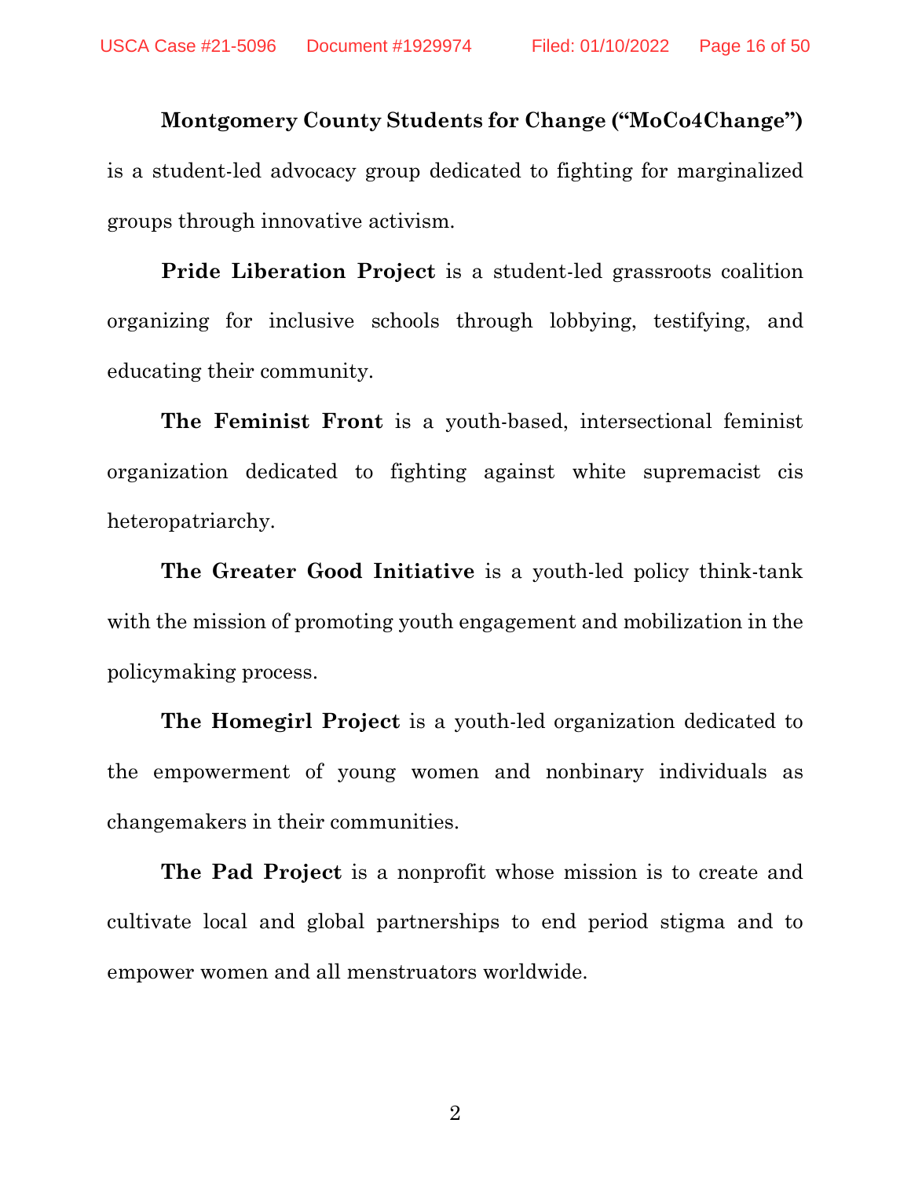**Montgomery County Students for Change ("MoCo4Change")** is a student-led advocacy group dedicated to fighting for marginalized groups through innovative activism.

**Pride Liberation Project** is a student-led grassroots coalition organizing for inclusive schools through lobbying, testifying, and educating their community.

**The Feminist Front** is a youth-based, intersectional feminist organization dedicated to fighting against white supremacist cis heteropatriarchy.

**The Greater Good Initiative** is a youth-led policy think-tank with the mission of promoting youth engagement and mobilization in the policymaking process.

**The Homegirl Project** is a youth-led organization dedicated to the empowerment of young women and nonbinary individuals as changemakers in their communities.

**The Pad Project** is a nonprofit whose mission is to create and cultivate local and global partnerships to end period stigma and to empower women and all menstruators worldwide.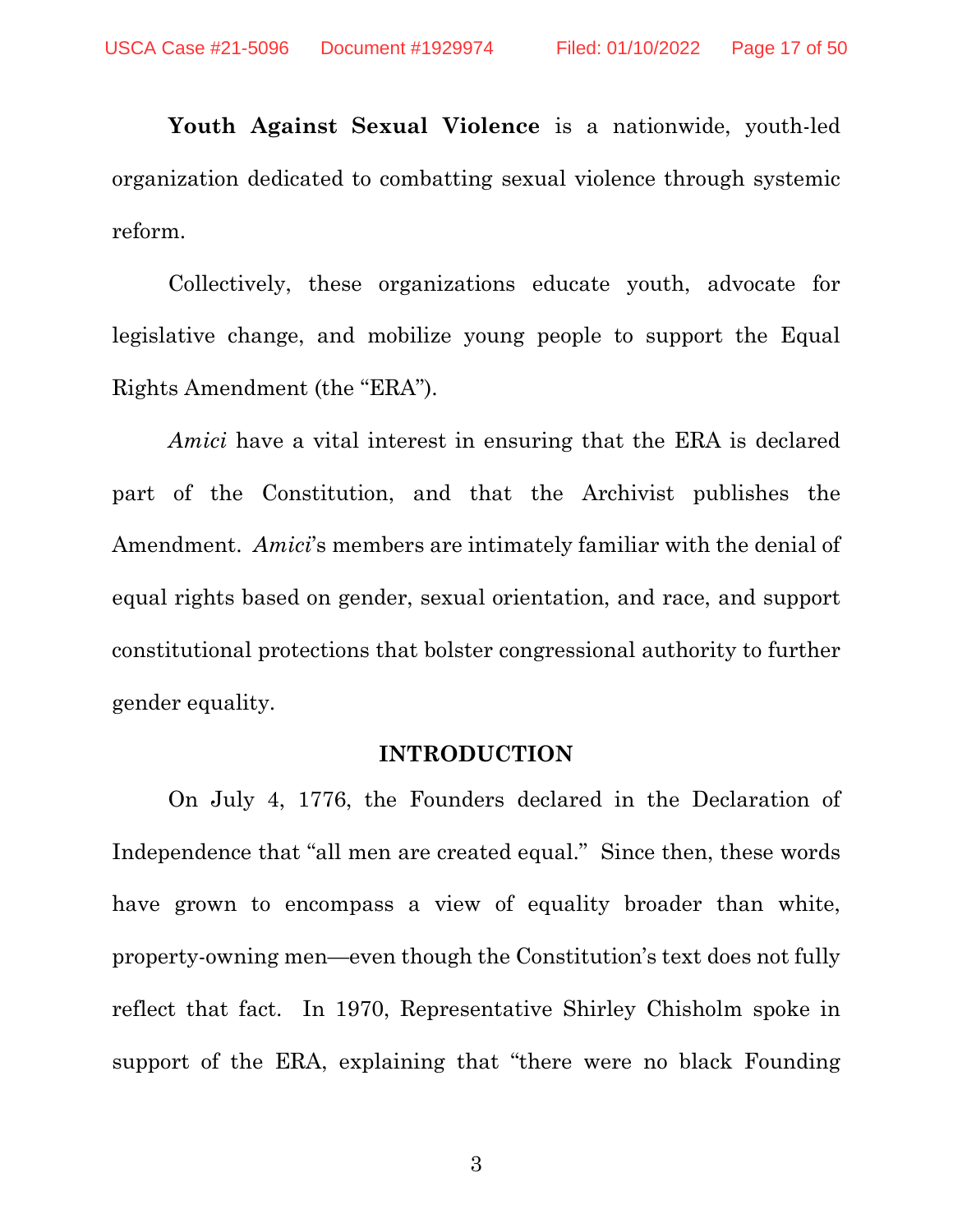**Youth Against Sexual Violence** is a nationwide, youth-led organization dedicated to combatting sexual violence through systemic reform.

Collectively, these organizations educate youth, advocate for legislative change, and mobilize young people to support the Equal Rights Amendment (the "ERA").

*Amici* have a vital interest in ensuring that the ERA is declared part of the Constitution, and that the Archivist publishes the Amendment. *Amici*'s members are intimately familiar with the denial of equal rights based on gender, sexual orientation, and race, and support constitutional protections that bolster congressional authority to further gender equality.

## INTRODUCTION

On July 4, 1776, the Founders declared in the Declaration of Independence that "all men are created equal." Since then, these words have grown to encompass a view of equality broader than white, property-owning men—even though the Constitution's text does not fully reflect that fact. In 1970, Representative Shirley Chisholm spoke in support of the ERA, explaining that "there were no black Founding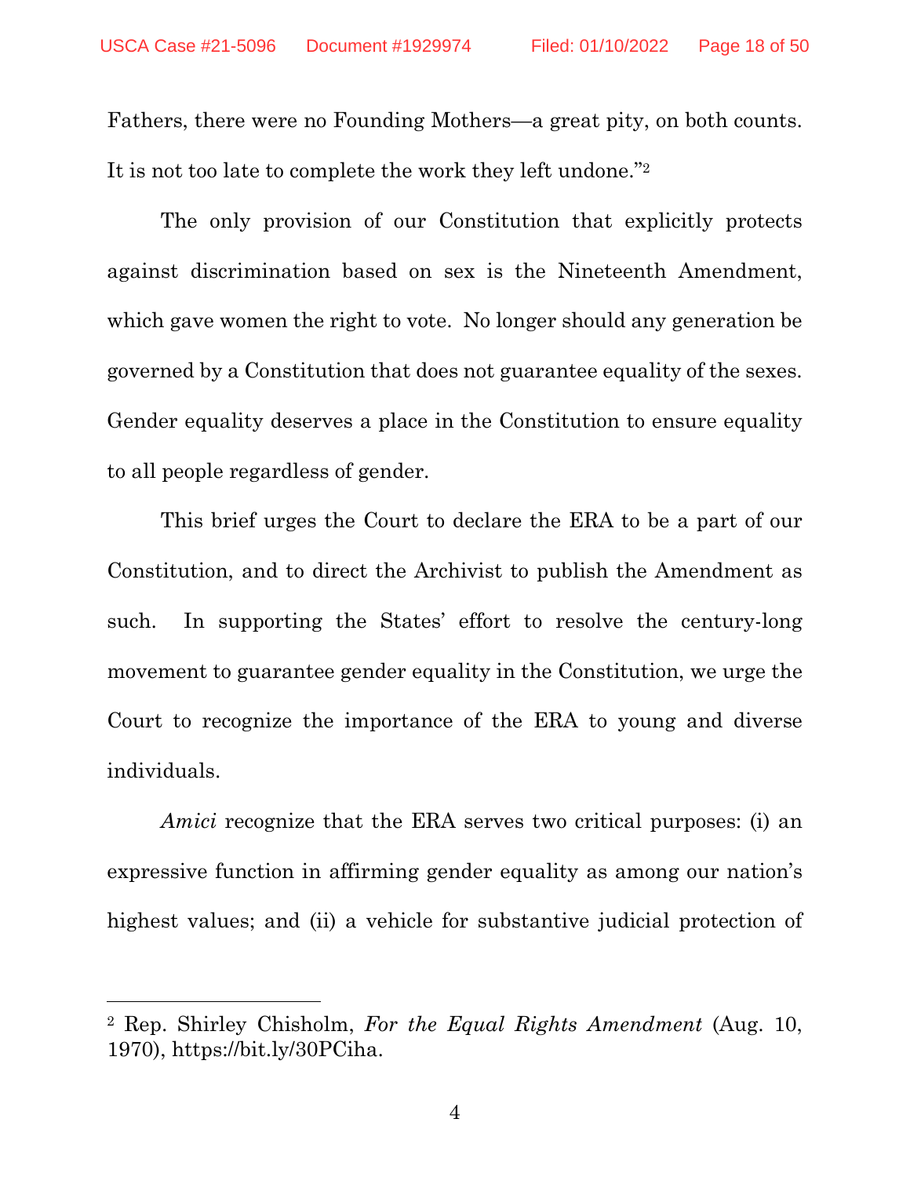Fathers, there were no Founding Mothers—a great pity, on both counts. It is not too late to complete the work they left undone."[2]

The only provision of our Constitution that explicitly protects against discrimination based on sex is the Nineteenth Amendment, which gave women the right to vote. No longer should any generation be governed by a Constitution that does not guarantee equality of the sexes. Gender equality deserves a place in the Constitution to ensure equality to all people regardless of gender.

This brief urges the Court to declare the ERA to be a part of our Constitution, and to direct the Archivist to publish the Amendment as such. In supporting the States' effort to resolve the century-long movement to guarantee gender equality in the Constitution, we urge the Court to recognize the importance of the ERA to young and diverse individuals.

*Amici* recognize that the ERA serves two critical purposes: (i) an expressive function in affirming gender equality as among our nation's highest values; and (ii) a vehicle for substantive judicial protection of

---

[2] Rep. Shirley Chisholm, *For the Equal Rights Amendment* (Aug. 10, 1970), https://bit.ly/30PCiha.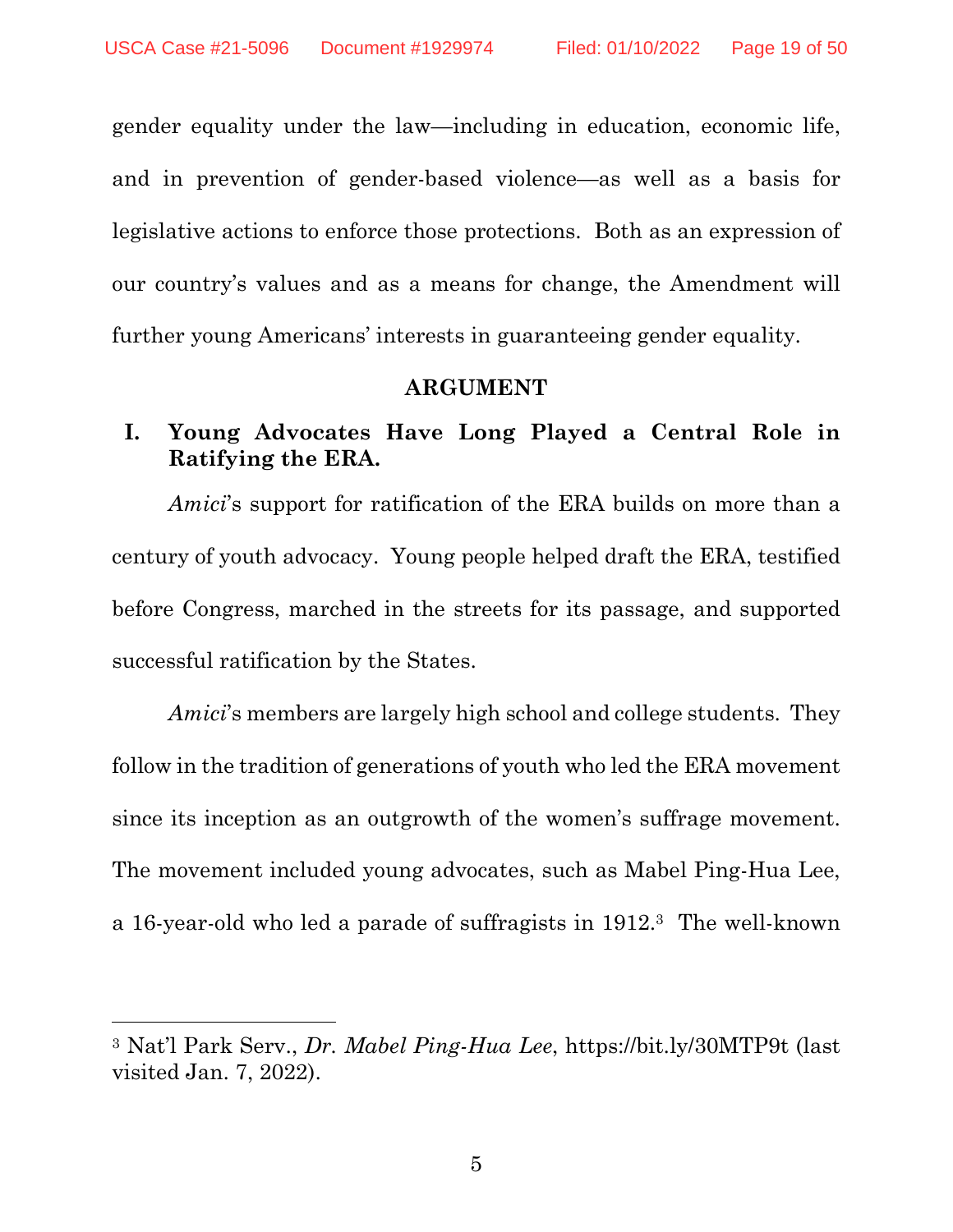gender equality under the law—including in education, economic life, and in prevention of gender-based violence—as well as a basis for legislative actions to enforce those protections. Both as an expression of our country's values and as a means for change, the Amendment will further young Americans' interests in guaranteeing gender equality.

## ARGUMENT

### I. Young Advocates Have Long Played a Central Role in Ratifying the ERA.

*Amici*'s support for ratification of the ERA builds on more than a century of youth advocacy. Young people helped draft the ERA, testified before Congress, marched in the streets for its passage, and supported successful ratification by the States.

*Amici*'s members are largely high school and college students. They follow in the tradition of generations of youth who led the ERA movement since its inception as an outgrowth of the women's suffrage movement. The movement included young advocates, such as Mabel Ping-Hua Lee, a 16-year-old who led a parade of suffragists in 1912.[3] The well-known

---

[3] Nat'l Park Serv., *Dr. Mabel Ping-Hua Lee*, https://bit.ly/30MTP9t (last visited Jan. 7, 2022).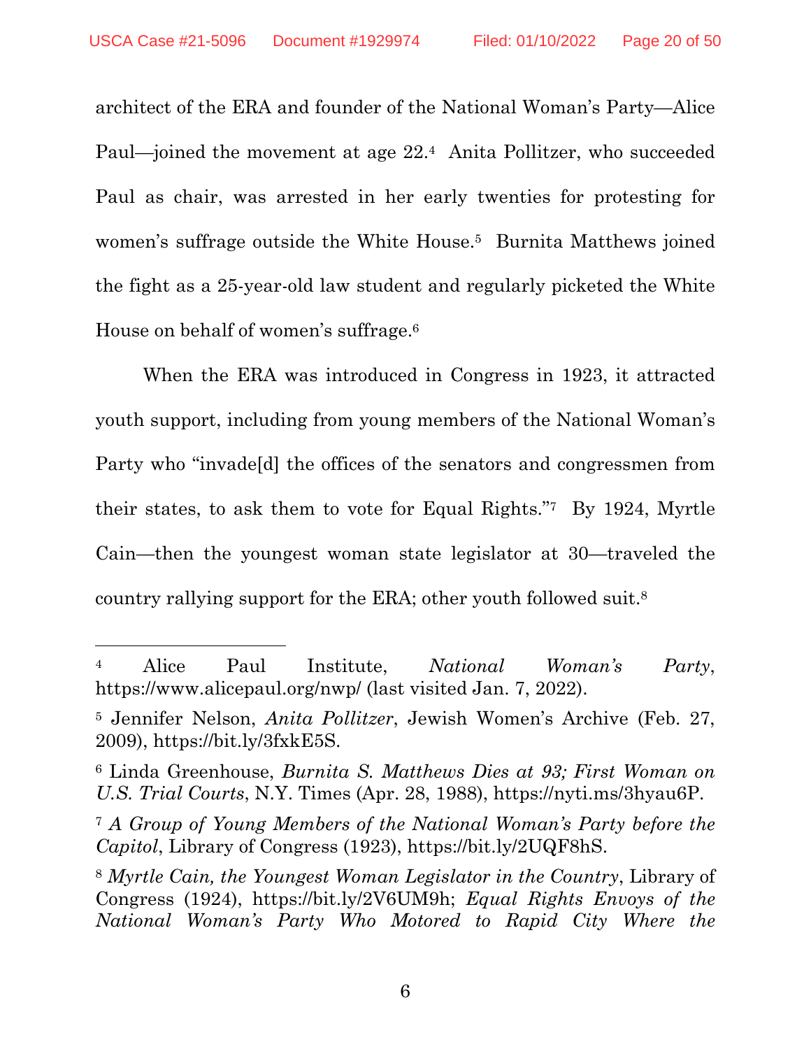architect of the ERA and founder of the National Woman's Party—Alice Paul—joined the movement at age 22.[4] Anita Pollitzer, who succeeded Paul as chair, was arrested in her early twenties for protesting for women's suffrage outside the White House.[5] Burnita Matthews joined the fight as a 25-year-old law student and regularly picketed the White House on behalf of women's suffrage.[6]

When the ERA was introduced in Congress in 1923, it attracted youth support, including from young members of the National Woman's Party who "invade[d] the offices of the senators and congressmen from their states, to ask them to vote for Equal Rights."[7] By 1924, Myrtle Cain—then the youngest woman state legislator at 30—traveled the country rallying support for the ERA; other youth followed suit.[8]

---

[4] Alice Paul Institute, *National Woman's Party*, https://www.alicepaul.org/nwp/ (last visited Jan. 7, 2022).

[5] Jennifer Nelson, *Anita Pollitzer*, Jewish Women's Archive (Feb. 27, 2009), https://bit.ly/3fxkE5S.

[6] Linda Greenhouse, *Burnita S. Matthews Dies at 93; First Woman on U.S. Trial Courts*, N.Y. Times (Apr. 28, 1988), https://nyti.ms/3hyau6P.

[7] *A Group of Young Members of the National Woman's Party before the Capitol*, Library of Congress (1923), https://bit.ly/2UQF8hS.

[8] *Myrtle Cain, the Youngest Woman Legislator in the Country*, Library of Congress (1924), https://bit.ly/2V6UM9h; *Equal Rights Envoys of the National Woman's Party Who Motored to Rapid City Where the*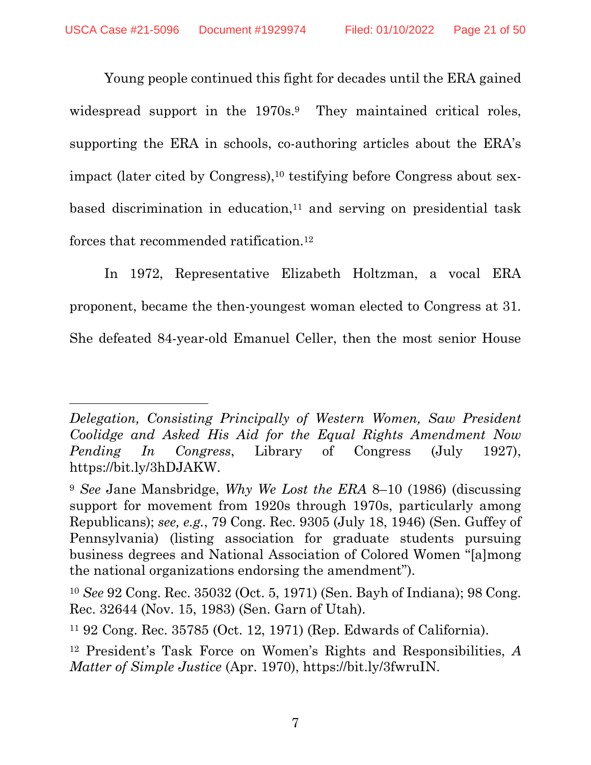Young people continued this fight for decades until the ERA gained widespread support in the 1970s.[9] They maintained critical roles, supporting the ERA in schools, co-authoring articles about the ERA's impact (later cited by Congress),[10] testifying before Congress about sex-based discrimination in education,[11] and serving on presidential task forces that recommended ratification.[12]

In 1972, Representative Elizabeth Holtzman, a vocal ERA proponent, became the then-youngest woman elected to Congress at 31. She defeated 84-year-old Emanuel Celler, then the most senior House

---

*Delegation, Consisting Principally of Western Women, Saw President Coolidge and Asked His Aid for the Equal Rights Amendment Now Pending In Congress*, Library of Congress (July 1927), https://bit.ly/3hDJAKW.

[9] *See* Jane Mansbridge, *Why We Lost the ERA* 8–10 (1986) (discussing support for movement from 1920s through 1970s, particularly among Republicans); *see, e.g.*, 79 Cong. Rec. 9305 (July 18, 1946) (Sen. Guffey of Pennsylvania) (listing association for graduate students pursuing business degrees and National Association of Colored Women "[a]mong the national organizations endorsing the amendment").

[10] *See* 92 Cong. Rec. 35032 (Oct. 5, 1971) (Sen. Bayh of Indiana); 98 Cong. Rec. 32644 (Nov. 15, 1983) (Sen. Garn of Utah).

[11] 92 Cong. Rec. 35785 (Oct. 12, 1971) (Rep. Edwards of California).

[12] President's Task Force on Women's Rights and Responsibilities, *A Matter of Simple Justice* (Apr. 1970), https://bit.ly/3fwruIN.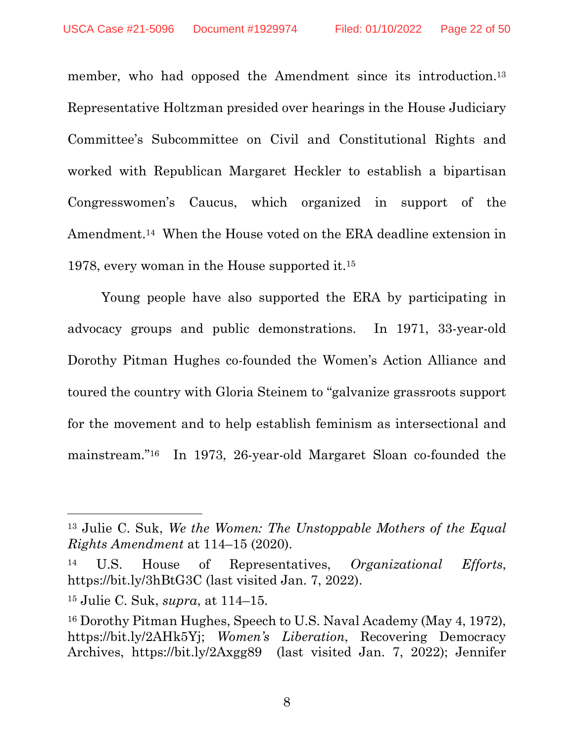member, who had opposed the Amendment since its introduction.[13] Representative Holtzman presided over hearings in the House Judiciary Committee's Subcommittee on Civil and Constitutional Rights and worked with Republican Margaret Heckler to establish a bipartisan Congresswomen's Caucus, which organized in support of the Amendment.[14] When the House voted on the ERA deadline extension in 1978, every woman in the House supported it.[15]

Young people have also supported the ERA by participating in advocacy groups and public demonstrations. In 1971, 33-year-old Dorothy Pitman Hughes co-founded the Women's Action Alliance and toured the country with Gloria Steinem to "galvanize grassroots support for the movement and to help establish feminism as intersectional and mainstream."[16] In 1973, 26-year-old Margaret Sloan co-founded the

---

[13] Julie C. Suk, *We the Women: The Unstoppable Mothers of the Equal Rights Amendment* at 114–15 (2020).

[14] U.S. House of Representatives, *Organizational Efforts*, https://bit.ly/3hBtG3C (last visited Jan. 7, 2022).

[15] Julie C. Suk, *supra*, at 114–15.

[16] Dorothy Pitman Hughes, Speech to U.S. Naval Academy (May 4, 1972), https://bit.ly/2AHk5Yj; *Women's Liberation*, Recovering Democracy Archives, https://bit.ly/2Axgg89 (last visited Jan. 7, 2022); Jennifer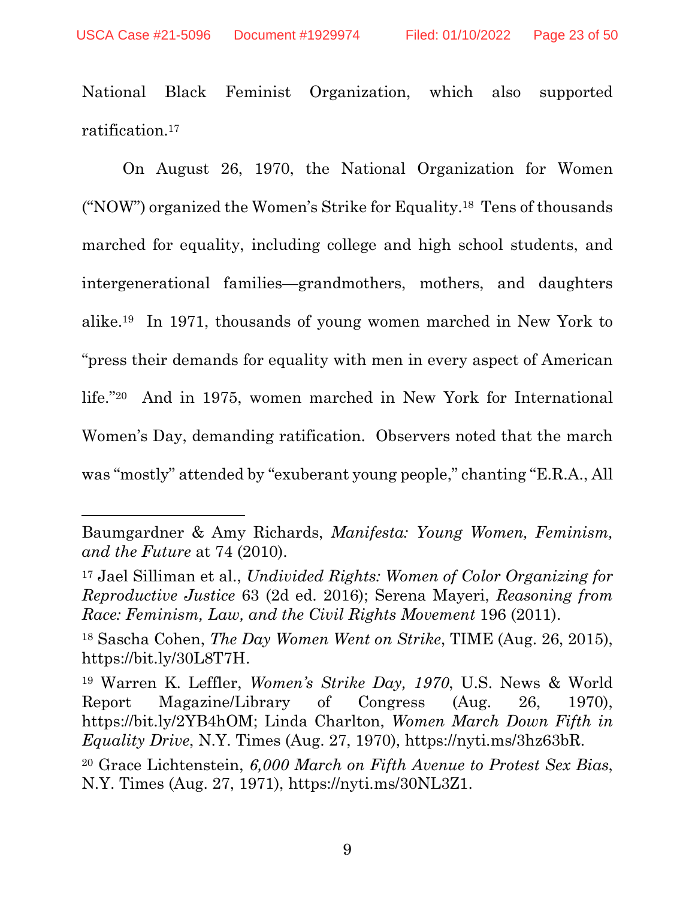National Black Feminist Organization, which also supported ratification.[17]

On August 26, 1970, the National Organization for Women ("NOW") organized the Women's Strike for Equality.[18] Tens of thousands marched for equality, including college and high school students, and intergenerational families—grandmothers, mothers, and daughters alike.[19] In 1971, thousands of young women marched in New York to "press their demands for equality with men in every aspect of American life."[20] And in 1975, women marched in New York for International Women's Day, demanding ratification. Observers noted that the march was "mostly" attended by "exuberant young people," chanting "E.R.A., All

---

Baumgardner & Amy Richards, *Manifesta: Young Women, Feminism, and the Future* at 74 (2010).

[17] Jael Silliman et al., *Undivided Rights: Women of Color Organizing for Reproductive Justice* 63 (2d ed. 2016); Serena Mayeri, *Reasoning from Race: Feminism, Law, and the Civil Rights Movement* 196 (2011).

[18] Sascha Cohen, *The Day Women Went on Strike*, TIME (Aug. 26, 2015), https://bit.ly/30L8T7H.

[19] Warren K. Leffler, *Women's Strike Day, 1970*, U.S. News & World Report Magazine/Library of Congress (Aug. 26, 1970), https://bit.ly/2YB4hOM; Linda Charlton, *Women March Down Fifth in Equality Drive*, N.Y. Times (Aug. 27, 1970), https://nyti.ms/3hz63bR.

[20] Grace Lichtenstein, *6,000 March on Fifth Avenue to Protest Sex Bias*, N.Y. Times (Aug. 27, 1971), https://nyti.ms/30NL3Z1.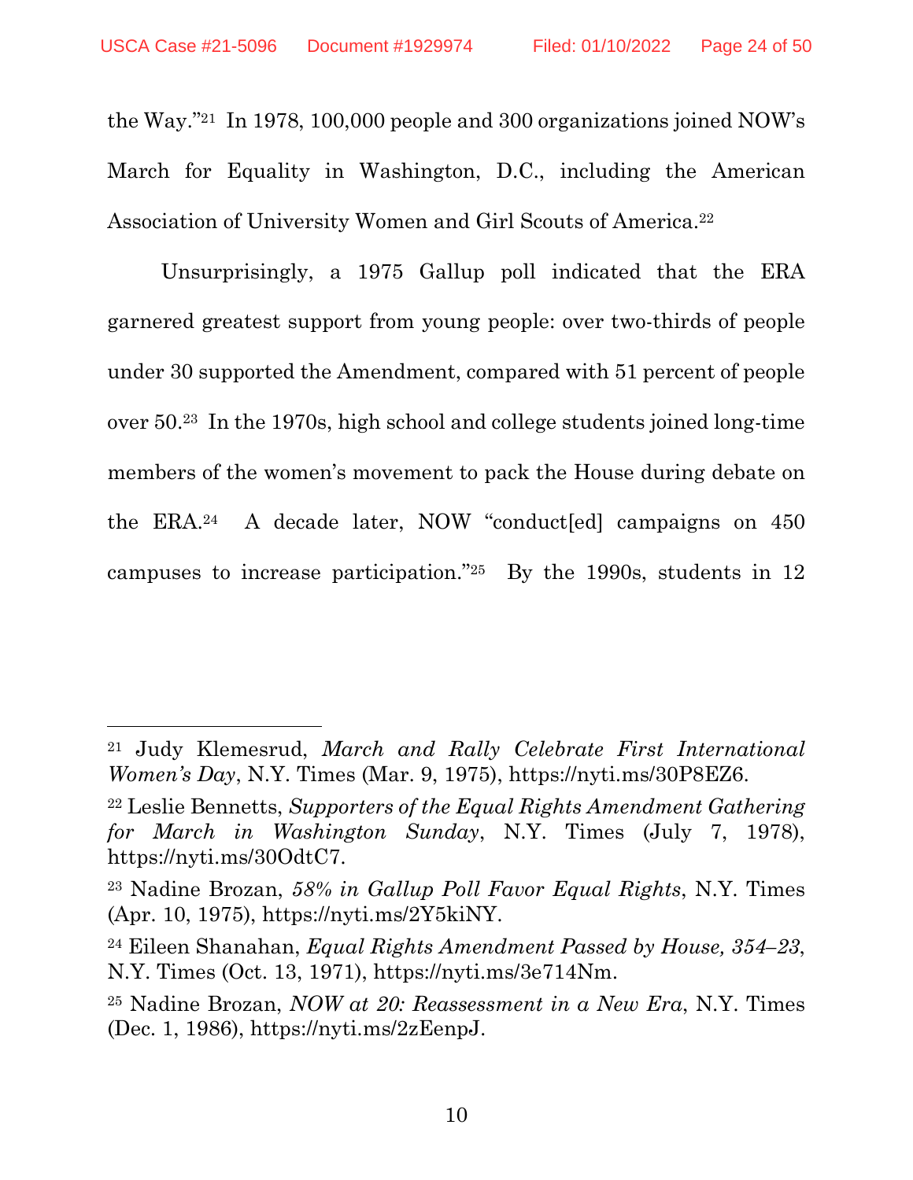the Way."[21] In 1978, 100,000 people and 300 organizations joined NOW's March for Equality in Washington, D.C., including the American Association of University Women and Girl Scouts of America.[22]

Unsurprisingly, a 1975 Gallup poll indicated that the ERA garnered greatest support from young people: over two-thirds of people under 30 supported the Amendment, compared with 51 percent of people over 50.[23] In the 1970s, high school and college students joined long-time members of the women's movement to pack the House during debate on the ERA.[24] A decade later, NOW "conduct[ed] campaigns on 450 campuses to increase participation."[25] By the 1990s, students in 12

---

[21] Judy Klemesrud, *March and Rally Celebrate First International Women's Day*, N.Y. Times (Mar. 9, 1975), https://nyti.ms/30P8EZ6.

[22] Leslie Bennetts, *Supporters of the Equal Rights Amendment Gathering for March in Washington Sunday*, N.Y. Times (July 7, 1978), https://nyti.ms/30OdtC7.

[23] Nadine Brozan, *58% in Gallup Poll Favor Equal Rights*, N.Y. Times (Apr. 10, 1975), https://nyti.ms/2Y5kiNY.

[24] Eileen Shanahan, *Equal Rights Amendment Passed by House, 354–23*, N.Y. Times (Oct. 13, 1971), https://nyti.ms/3e714Nm.

[25] Nadine Brozan, *NOW at 20: Reassessment in a New Era*, N.Y. Times (Dec. 1, 1986), https://nyti.ms/2zEenpJ.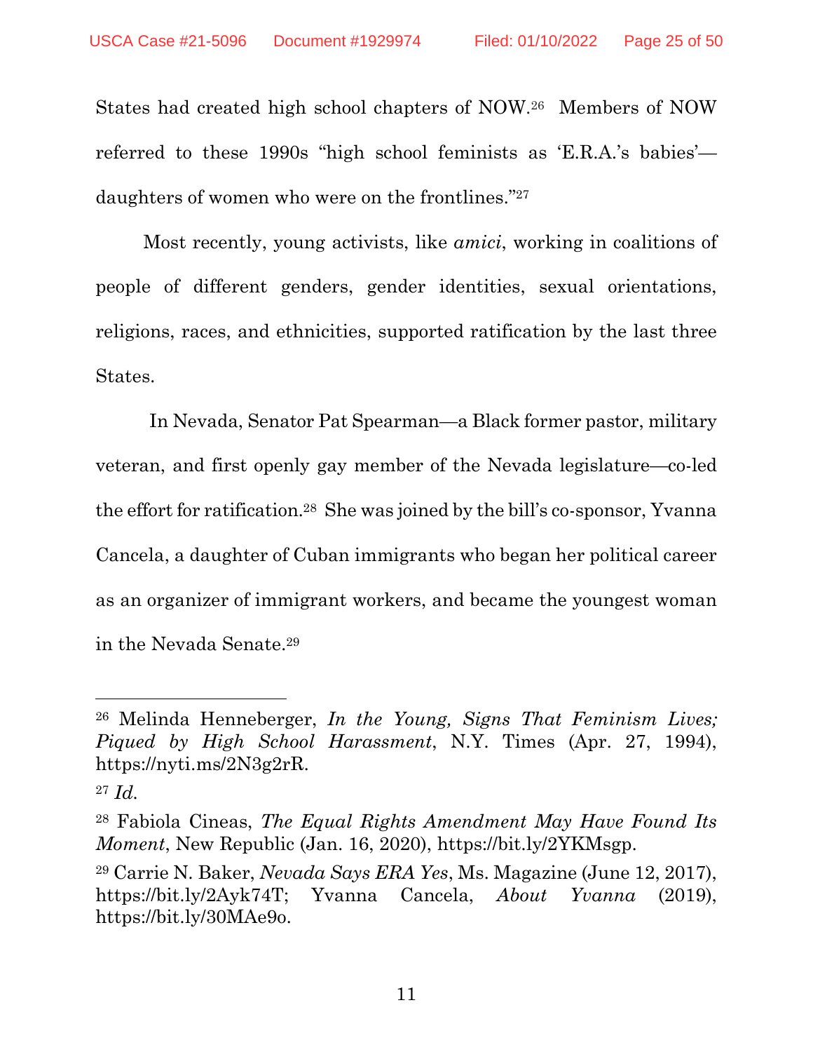States had created high school chapters of NOW.[26] Members of NOW referred to these 1990s "high school feminists as 'E.R.A.'s babies'—daughters of women who were on the frontlines."[27]

Most recently, young activists, like *amici*, working in coalitions of people of different genders, gender identities, sexual orientations, religions, races, and ethnicities, supported ratification by the last three States.

In Nevada, Senator Pat Spearman—a Black former pastor, military veteran, and first openly gay member of the Nevada legislature—co-led the effort for ratification.[28] She was joined by the bill's co-sponsor, Yvanna Cancela, a daughter of Cuban immigrants who began her political career as an organizer of immigrant workers, and became the youngest woman in the Nevada Senate.[29]

---

[26] Melinda Henneberger, *In the Young, Signs That Feminism Lives; Piqued by High School Harassment*, N.Y. Times (Apr. 27, 1994), https://nyti.ms/2N3g2rR.

[27] *Id.*

[28] Fabiola Cineas, *The Equal Rights Amendment May Have Found Its Moment*, New Republic (Jan. 16, 2020), https://bit.ly/2YKMsgp.

[29] Carrie N. Baker, *Nevada Says ERA Yes*, Ms. Magazine (June 12, 2017), https://bit.ly/2Ayk74T; Yvanna Cancela, *About Yvanna* (2019), https://bit.ly/30MAe9o.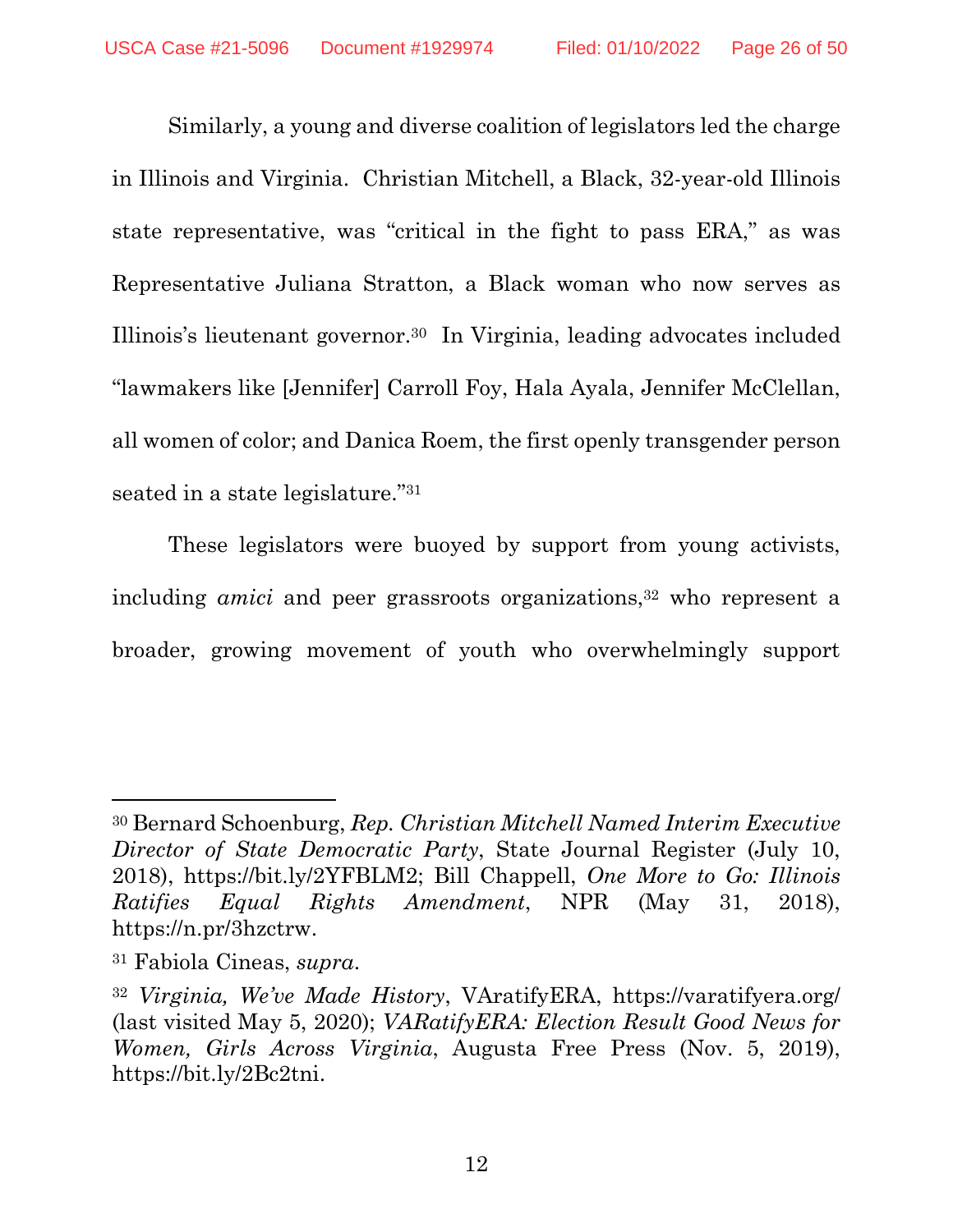Similarly, a young and diverse coalition of legislators led the charge in Illinois and Virginia. Christian Mitchell, a Black, 32-year-old Illinois state representative, was "critical in the fight to pass ERA," as was Representative Juliana Stratton, a Black woman who now serves as Illinois's lieutenant governor.[30] In Virginia, leading advocates included "lawmakers like [Jennifer] Carroll Foy, Hala Ayala, Jennifer McClellan, all women of color; and Danica Roem, the first openly transgender person seated in a state legislature."[31]

These legislators were buoyed by support from young activists, including *amici* and peer grassroots organizations,[32] who represent a broader, growing movement of youth who overwhelmingly support

---

[30] Bernard Schoenburg, *Rep. Christian Mitchell Named Interim Executive Director of State Democratic Party*, State Journal Register (July 10, 2018), https://bit.ly/2YFBLM2; Bill Chappell, *One More to Go: Illinois Ratifies Equal Rights Amendment*, NPR (May 31, 2018), https://n.pr/3hzctrw.

[31] Fabiola Cineas, *supra*.

[32] *Virginia, We've Made History*, VAratifyERA, https://varatifyera.org/ (last visited May 5, 2020); *VARatifyERA: Election Result Good News for Women, Girls Across Virginia*, Augusta Free Press (Nov. 5, 2019), https://bit.ly/2Bc2tni.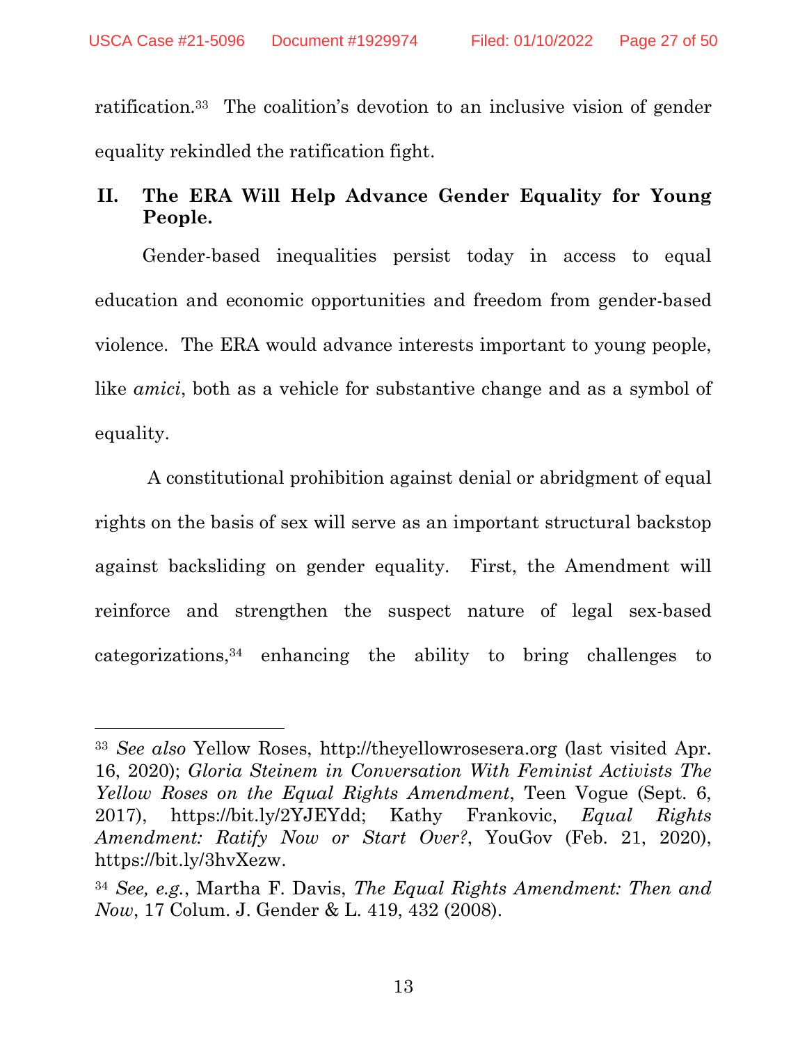ratification.[33] The coalition's devotion to an inclusive vision of gender equality rekindled the ratification fight.

## II. The ERA Will Help Advance Gender Equality for Young People.

Gender-based inequalities persist today in access to equal education and economic opportunities and freedom from gender-based violence. The ERA would advance interests important to young people, like *amici*, both as a vehicle for substantive change and as a symbol of equality.

A constitutional prohibition against denial or abridgment of equal rights on the basis of sex will serve as an important structural backstop against backsliding on gender equality. First, the Amendment will reinforce and strengthen the suspect nature of legal sex-based categorizations,[34] enhancing the ability to bring challenges to

---

[33] *See also* Yellow Roses, http://theyellowrosesera.org (last visited Apr. 16, 2020); *Gloria Steinem in Conversation With Feminist Activists The Yellow Roses on the Equal Rights Amendment*, Teen Vogue (Sept. 6, 2017), https://bit.ly/2YJEYdd; Kathy Frankovic, *Equal Rights Amendment: Ratify Now or Start Over?*, YouGov (Feb. 21, 2020), https://bit.ly/3hvXezw.

[34] *See, e.g.*, Martha F. Davis, *The Equal Rights Amendment: Then and Now*, 17 Colum. J. Gender & L. 419, 432 (2008).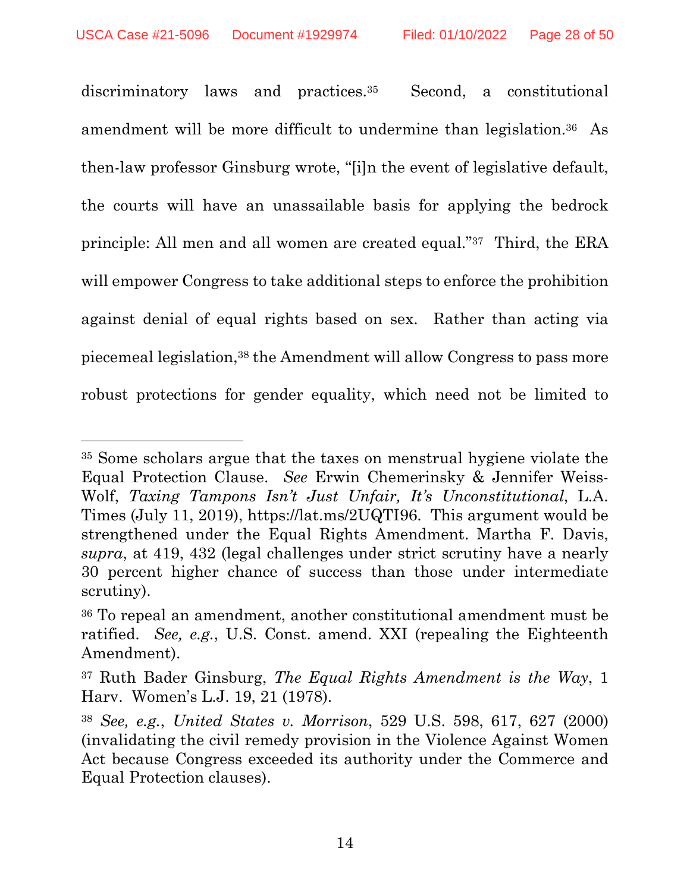discriminatory laws and practices.[35] Second, a constitutional amendment will be more difficult to undermine than legislation.[36] As then-law professor Ginsburg wrote, "[i]n the event of legislative default, the courts will have an unassailable basis for applying the bedrock principle: All men and all women are created equal."[37] Third, the ERA will empower Congress to take additional steps to enforce the prohibition against denial of equal rights based on sex. Rather than acting via piecemeal legislation,[38] the Amendment will allow Congress to pass more robust protections for gender equality, which need not be limited to

---

[35] Some scholars argue that the taxes on menstrual hygiene violate the Equal Protection Clause. *See* Erwin Chemerinsky & Jennifer Weiss-Wolf, *Taxing Tampons Isn't Just Unfair, It's Unconstitutional*, L.A. Times (July 11, 2019), https://lat.ms/2UQTI96. This argument would be strengthened under the Equal Rights Amendment. Martha F. Davis, *supra*, at 419, 432 (legal challenges under strict scrutiny have a nearly 30 percent higher chance of success than those under intermediate scrutiny).

[36] To repeal an amendment, another constitutional amendment must be ratified. *See, e.g.*, U.S. Const. amend. XXI (repealing the Eighteenth Amendment).

[37] Ruth Bader Ginsburg, *The Equal Rights Amendment is the Way*, 1 Harv. Women's L.J. 19, 21 (1978).

[38] *See, e.g.*, *United States v. Morrison*, 529 U.S. 598, 617, 627 (2000) (invalidating the civil remedy provision in the Violence Against Women Act because Congress exceeded its authority under the Commerce and Equal Protection clauses).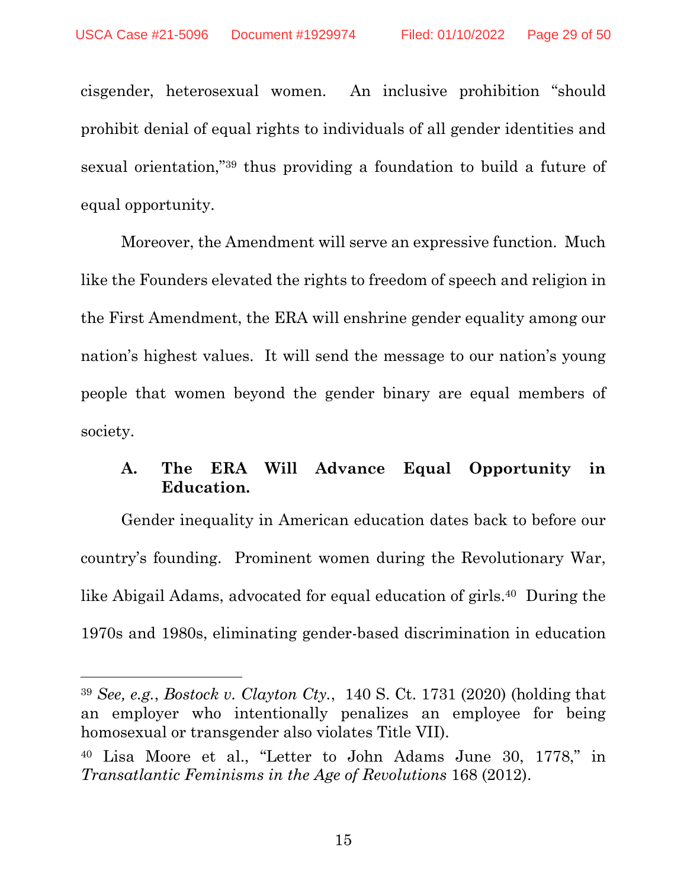cisgender, heterosexual women. An inclusive prohibition "should prohibit denial of equal rights to individuals of all gender identities and sexual orientation,"[39] thus providing a foundation to build a future of equal opportunity.

Moreover, the Amendment will serve an expressive function. Much like the Founders elevated the rights to freedom of speech and religion in the First Amendment, the ERA will enshrine gender equality among our nation's highest values. It will send the message to our nation's young people that women beyond the gender binary are equal members of society.

### A. The ERA Will Advance Equal Opportunity in Education.

Gender inequality in American education dates back to before our country's founding. Prominent women during the Revolutionary War, like Abigail Adams, advocated for equal education of girls.[40] During the 1970s and 1980s, eliminating gender-based discrimination in education

---

[39] *See, e.g.*, *Bostock v. Clayton Cty.*, 140 S. Ct. 1731 (2020) (holding that an employer who intentionally penalizes an employee for being homosexual or transgender also violates Title VII).

[40] Lisa Moore et al., "Letter to John Adams June 30, 1778," in *Transatlantic Feminisms in the Age of Revolutions* 168 (2012).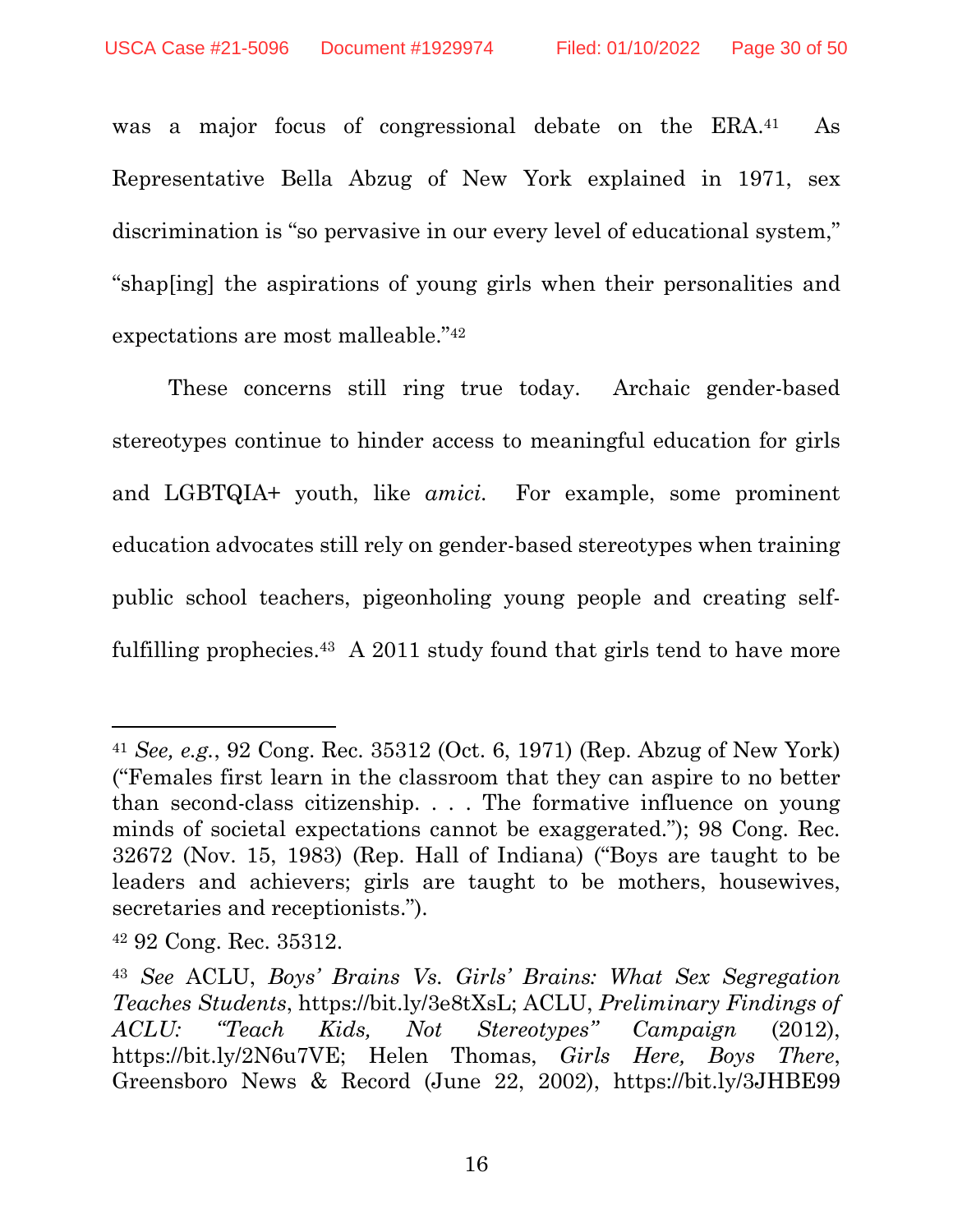was a major focus of congressional debate on the ERA.[41] As Representative Bella Abzug of New York explained in 1971, sex discrimination is "so pervasive in our every level of educational system," "shap[ing] the aspirations of young girls when their personalities and expectations are most malleable."[42]

These concerns still ring true today. Archaic gender-based stereotypes continue to hinder access to meaningful education for girls and LGBTQIA+ youth, like *amici*. For example, some prominent education advocates still rely on gender-based stereotypes when training public school teachers, pigeonholing young people and creating self-fulfilling prophecies.[43] A 2011 study found that girls tend to have more

---

[41] *See, e.g.*, 92 Cong. Rec. 35312 (Oct. 6, 1971) (Rep. Abzug of New York) ("Females first learn in the classroom that they can aspire to no better than second-class citizenship. . . . The formative influence on young minds of societal expectations cannot be exaggerated."); 98 Cong. Rec. 32672 (Nov. 15, 1983) (Rep. Hall of Indiana) ("Boys are taught to be leaders and achievers; girls are taught to be mothers, housewives, secretaries and receptionists.").

[42] 92 Cong. Rec. 35312.

[43] *See* ACLU, *Boys' Brains Vs. Girls' Brains: What Sex Segregation Teaches Students*, https://bit.ly/3e8tXsL; ACLU, *Preliminary Findings of ACLU: "Teach Kids, Not Stereotypes" Campaign* (2012), https://bit.ly/2N6u7VE; Helen Thomas, *Girls Here, Boys There*, Greensboro News & Record (June 22, 2002), https://bit.ly/3JHBE99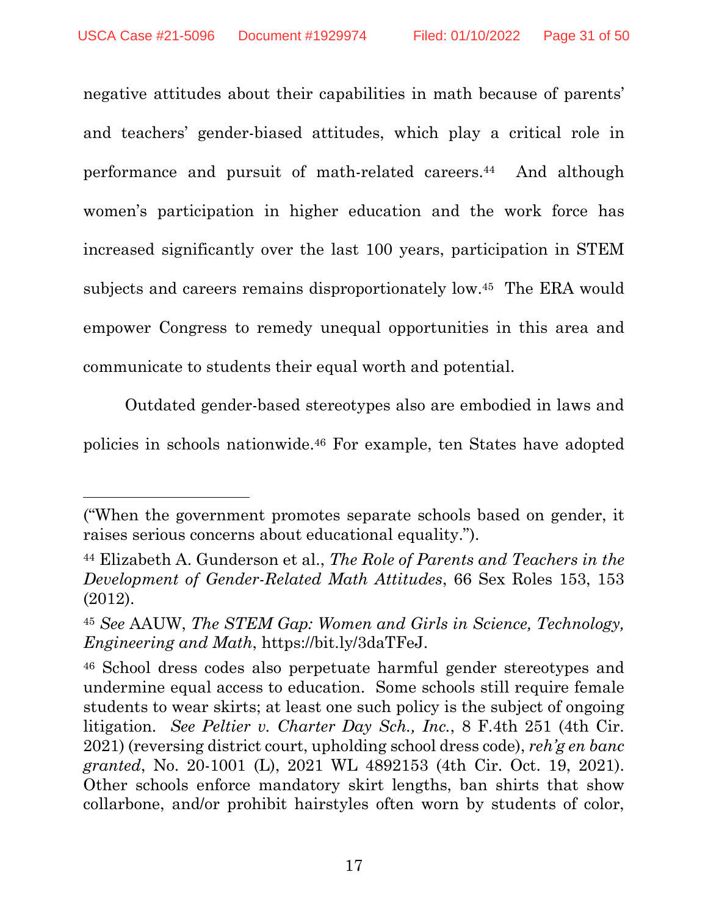negative attitudes about their capabilities in math because of parents' and teachers' gender-biased attitudes, which play a critical role in performance and pursuit of math-related careers.[44] And although women's participation in higher education and the work force has increased significantly over the last 100 years, participation in STEM subjects and careers remains disproportionately low.[45] The ERA would empower Congress to remedy unequal opportunities in this area and communicate to students their equal worth and potential.

Outdated gender-based stereotypes also are embodied in laws and policies in schools nationwide.[46] For example, ten States have adopted

---

("When the government promotes separate schools based on gender, it raises serious concerns about educational equality.").

[44] Elizabeth A. Gunderson et al., *The Role of Parents and Teachers in the Development of Gender-Related Math Attitudes*, 66 Sex Roles 153, 153 (2012).

[45] *See* AAUW, *The STEM Gap: Women and Girls in Science, Technology, Engineering and Math*, https://bit.ly/3daTFeJ.

[46] School dress codes also perpetuate harmful gender stereotypes and undermine equal access to education. Some schools still require female students to wear skirts; at least one such policy is the subject of ongoing litigation. *See Peltier v. Charter Day Sch., Inc.*, 8 F.4th 251 (4th Cir. 2021) (reversing district court, upholding school dress code), *reh'g en banc granted*, No. 20-1001 (L), 2021 WL 4892153 (4th Cir. Oct. 19, 2021). Other schools enforce mandatory skirt lengths, ban shirts that show collarbone, and/or prohibit hairstyles often worn by students of color,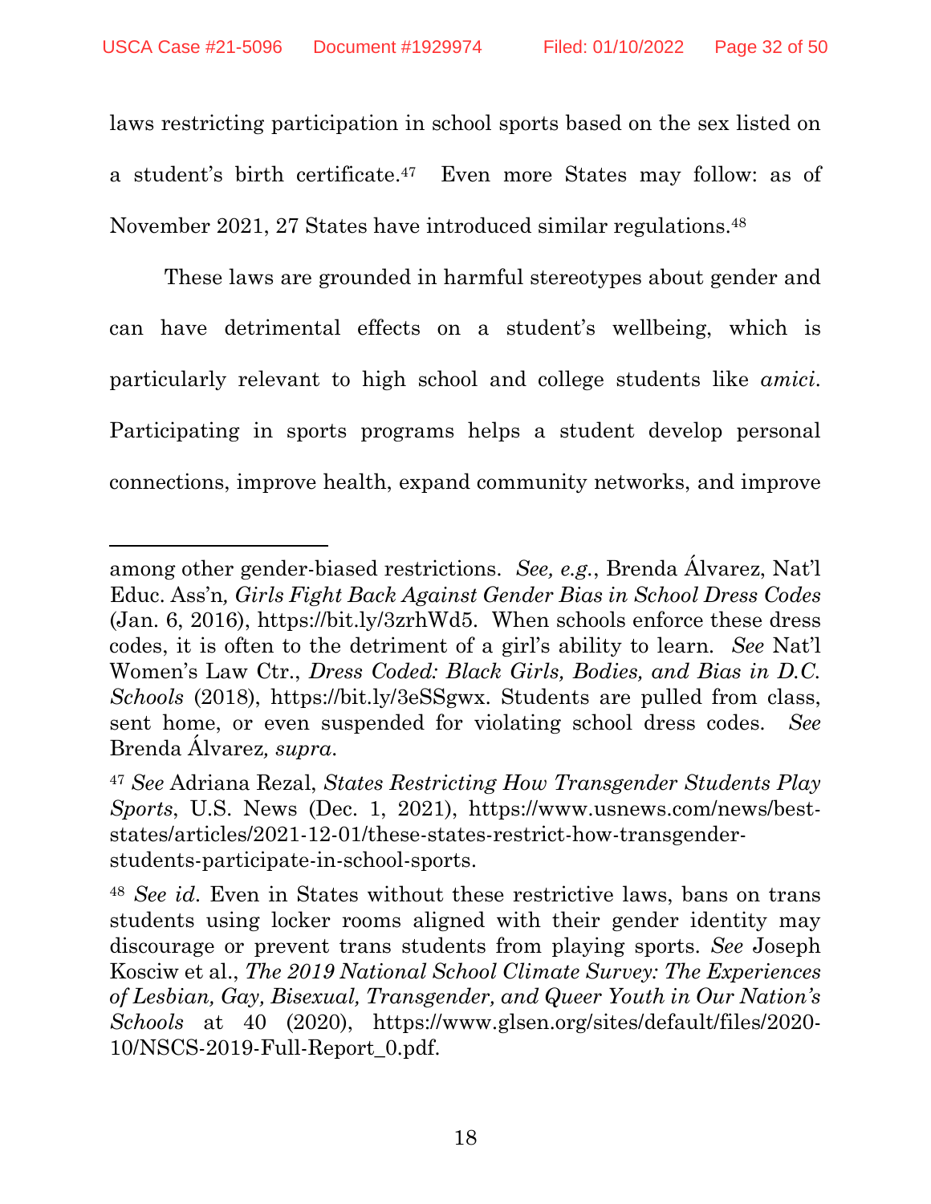laws restricting participation in school sports based on the sex listed on a student's birth certificate.[47] Even more States may follow: as of November 2021, 27 States have introduced similar regulations.[48]

These laws are grounded in harmful stereotypes about gender and can have detrimental effects on a student's wellbeing, which is particularly relevant to high school and college students like *amici*. Participating in sports programs helps a student develop personal connections, improve health, expand community networks, and improve

---

among other gender-biased restrictions. *See, e.g.*, Brenda Álvarez, Nat'l Educ. Ass'n*, Girls Fight Back Against Gender Bias in School Dress Codes* (Jan. 6, 2016), https://bit.ly/3zrhWd5. When schools enforce these dress codes, it is often to the detriment of a girl's ability to learn. *See* Nat'l Women's Law Ctr., *Dress Coded: Black Girls, Bodies, and Bias in D.C. Schools* (2018), https://bit.ly/3eSSgwx. Students are pulled from class, sent home, or even suspended for violating school dress codes. *See* Brenda Álvarez*, supra*.

[47] *See* Adriana Rezal, *States Restricting How Transgender Students Play Sports*, U.S. News (Dec. 1, 2021), https://www.usnews.com/news/best-states/articles/2021-12-01/these-states-restrict-how-transgender-students-participate-in-school-sports.

[48] *See id*. Even in States without these restrictive laws, bans on trans students using locker rooms aligned with their gender identity may discourage or prevent trans students from playing sports. *See* Joseph Kosciw et al., *The 2019 National School Climate Survey: The Experiences of Lesbian, Gay, Bisexual, Transgender, and Queer Youth in Our Nation's Schools* at 40 (2020), https://www.glsen.org/sites/default/files/2020-10/NSCS-2019-Full-Report_0.pdf.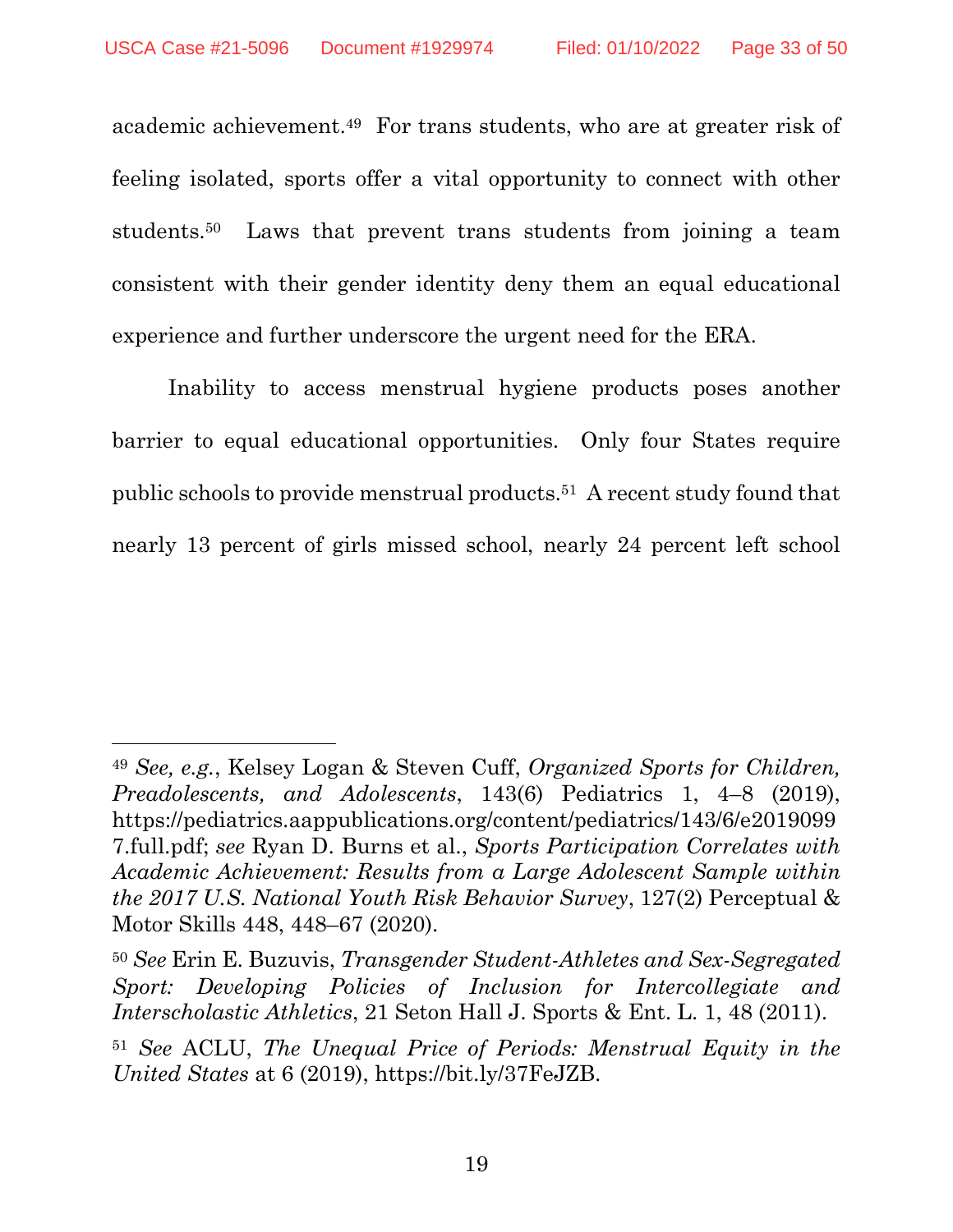academic achievement.[49] For trans students, who are at greater risk of feeling isolated, sports offer a vital opportunity to connect with other students.[50] Laws that prevent trans students from joining a team consistent with their gender identity deny them an equal educational experience and further underscore the urgent need for the ERA.

Inability to access menstrual hygiene products poses another barrier to equal educational opportunities. Only four States require public schools to provide menstrual products.[51] A recent study found that nearly 13 percent of girls missed school, nearly 24 percent left school

---

[49] *See, e.g.*, Kelsey Logan & Steven Cuff, *Organized Sports for Children, Preadolescents, and Adolescents*, 143(6) Pediatrics 1, 4–8 (2019), https://pediatrics.aappublications.org/content/pediatrics/143/6/e20190997.full.pdf; *see* Ryan D. Burns et al., *Sports Participation Correlates with Academic Achievement: Results from a Large Adolescent Sample within the 2017 U.S. National Youth Risk Behavior Survey*, 127(2) Perceptual & Motor Skills 448, 448–67 (2020).

[50] *See* Erin E. Buzuvis, *Transgender Student-Athletes and Sex-Segregated Sport: Developing Policies of Inclusion for Intercollegiate and Interscholastic Athletics*, 21 Seton Hall J. Sports & Ent. L. 1, 48 (2011).

[51] *See* ACLU, *The Unequal Price of Periods: Menstrual Equity in the United States* at 6 (2019), https://bit.ly/37FeJZB.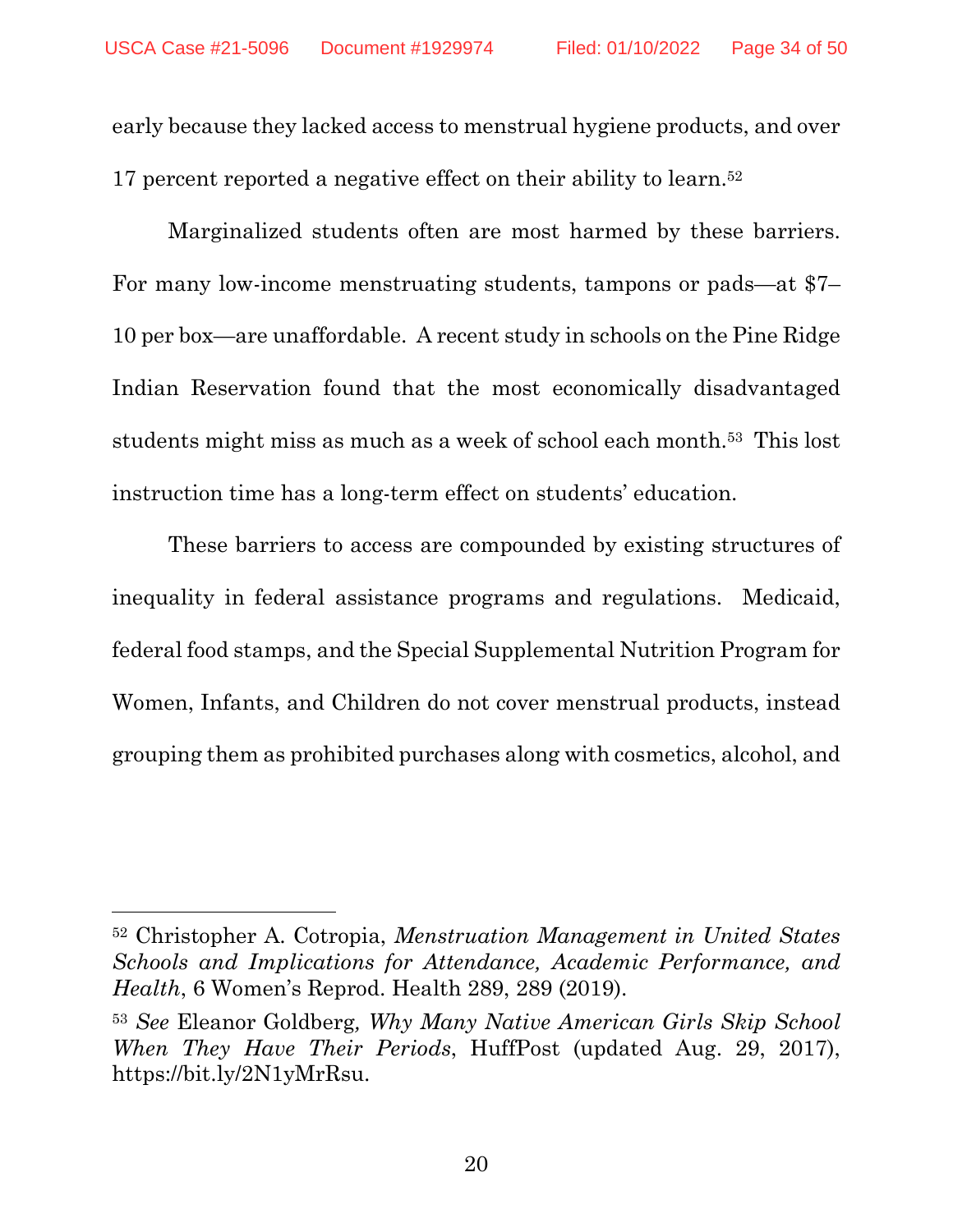early because they lacked access to menstrual hygiene products, and over 17 percent reported a negative effect on their ability to learn.[52]

Marginalized students often are most harmed by these barriers. For many low-income menstruating students, tampons or pads—at $7–10 per box—are unaffordable. A recent study in schools on the Pine Ridge Indian Reservation found that the most economically disadvantaged students might miss as much as a week of school each month.[53] This lost instruction time has a long-term effect on students' education.

These barriers to access are compounded by existing structures of inequality in federal assistance programs and regulations. Medicaid, federal food stamps, and the Special Supplemental Nutrition Program for Women, Infants, and Children do not cover menstrual products, instead grouping them as prohibited purchases along with cosmetics, alcohol, and

---

[52] Christopher A. Cotropia, *Menstruation Management in United States Schools and Implications for Attendance, Academic Performance, and Health*, 6 Women's Reprod. Health 289, 289 (2019).

[53] *See* Eleanor Goldberg, *Why Many Native American Girls Skip School When They Have Their Periods*, HuffPost (updated Aug. 29, 2017), https://bit.ly/2N1yMrRsu.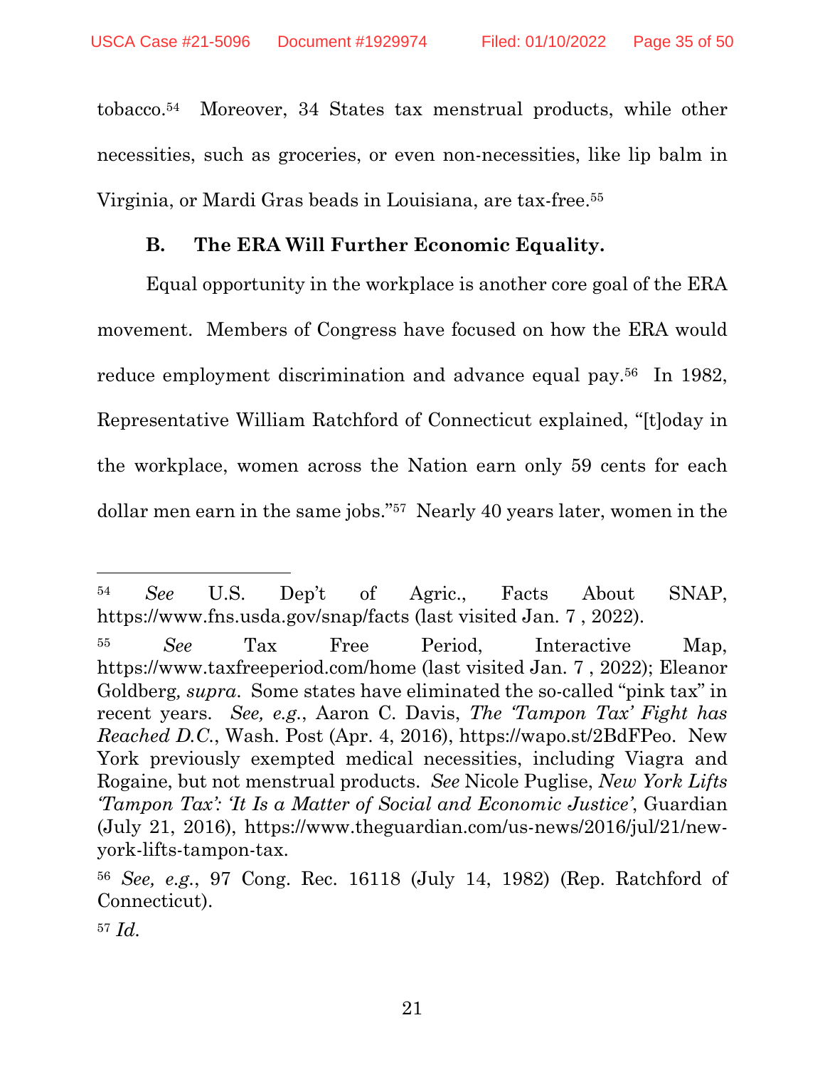tobacco.[54] Moreover, 34 States tax menstrual products, while other necessities, such as groceries, or even non-necessities, like lip balm in Virginia, or Mardi Gras beads in Louisiana, are tax-free.[55]

### B. The ERA Will Further Economic Equality.

Equal opportunity in the workplace is another core goal of the ERA movement. Members of Congress have focused on how the ERA would reduce employment discrimination and advance equal pay.[56] In 1982, Representative William Ratchford of Connecticut explained, "[t]oday in the workplace, women across the Nation earn only 59 cents for each dollar men earn in the same jobs."[57] Nearly 40 years later, women in the

---

[54] *See* U.S. Dep't of Agric., Facts About SNAP, https://www.fns.usda.gov/snap/facts (last visited Jan. 7 , 2022).

[55] *See* Tax Free Period, Interactive Map, https://www.taxfreeperiod.com/home (last visited Jan. 7 , 2022); Eleanor Goldberg*, supra*. Some states have eliminated the so-called "pink tax" in recent years. *See, e.g.*, Aaron C. Davis, *The 'Tampon Tax' Fight has Reached D.C.*, Wash. Post (Apr. 4, 2016), https://wapo.st/2BdFPeo. New York previously exempted medical necessities, including Viagra and Rogaine, but not menstrual products. *See* Nicole Puglise, *New York Lifts 'Tampon Tax': 'It Is a Matter of Social and Economic Justice'*, Guardian (July 21, 2016), https://www.theguardian.com/us-news/2016/jul/21/new-york-lifts-tampon-tax.

[56] *See, e.g.*, 97 Cong. Rec. 16118 (July 14, 1982) (Rep. Ratchford of Connecticut).

[57] *Id.*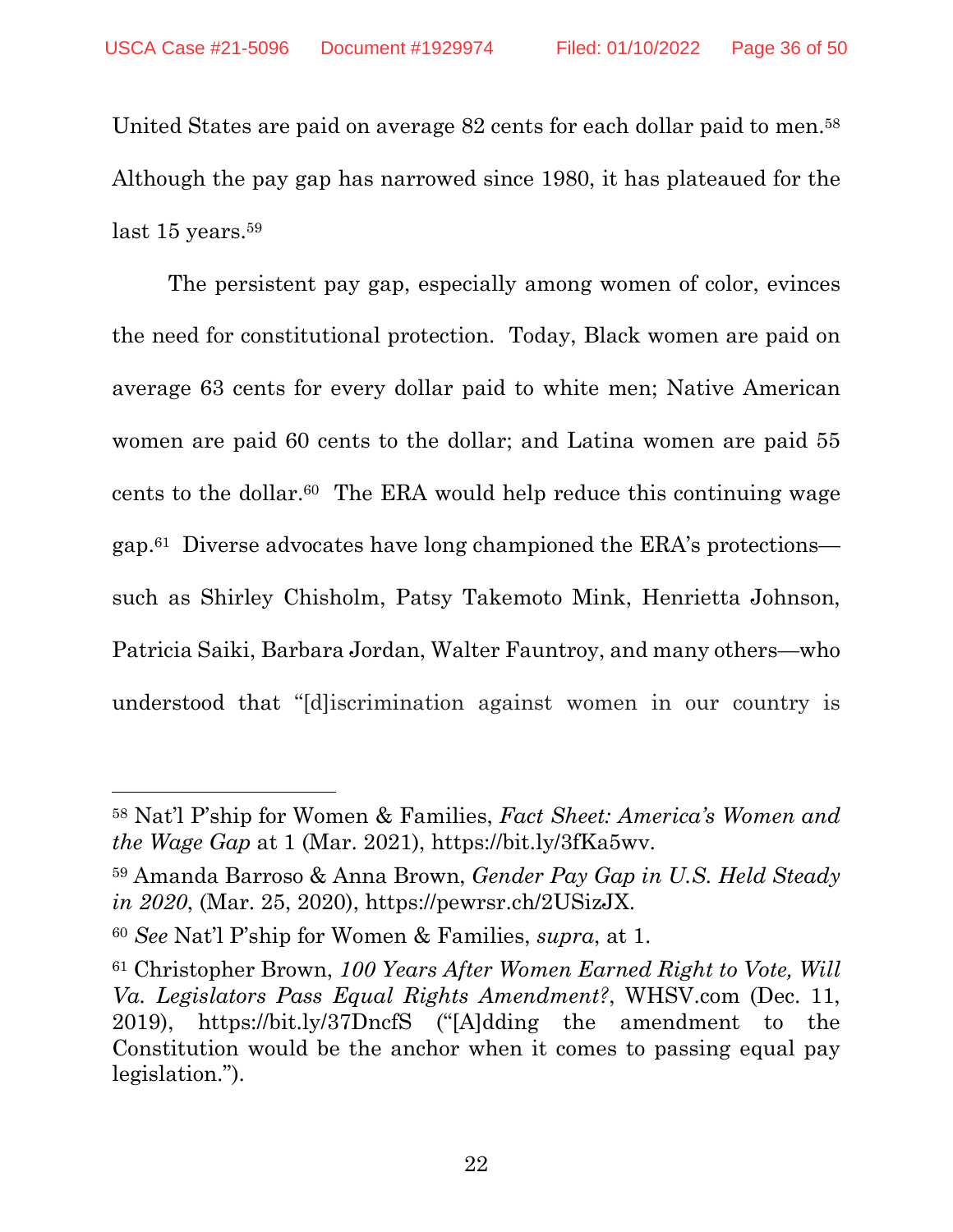United States are paid on average 82 cents for each dollar paid to men.[58] Although the pay gap has narrowed since 1980, it has plateaued for the last 15 years.[59]

The persistent pay gap, especially among women of color, evinces the need for constitutional protection. Today, Black women are paid on average 63 cents for every dollar paid to white men; Native American women are paid 60 cents to the dollar; and Latina women are paid 55 cents to the dollar.[60] The ERA would help reduce this continuing wage gap.[61] Diverse advocates have long championed the ERA's protections—such as Shirley Chisholm, Patsy Takemoto Mink, Henrietta Johnson, Patricia Saiki, Barbara Jordan, Walter Fauntroy, and many others—who understood that "[d]iscrimination against women in our country is

---

[58] Nat'l P'ship for Women & Families, *Fact Sheet: America's Women and the Wage Gap* at 1 (Mar. 2021), https://bit.ly/3fKa5wv.

[59] Amanda Barroso & Anna Brown, *Gender Pay Gap in U.S. Held Steady in 2020*, (Mar. 25, 2020), https://pewrsr.ch/2USizJX.

[60] *See* Nat'l P'ship for Women & Families, *supra*, at 1.

[61] Christopher Brown, *100 Years After Women Earned Right to Vote, Will Va. Legislators Pass Equal Rights Amendment?*, WHSV.com (Dec. 11, 2019), https://bit.ly/37DncfS ("[A]dding the amendment to the Constitution would be the anchor when it comes to passing equal pay legislation.").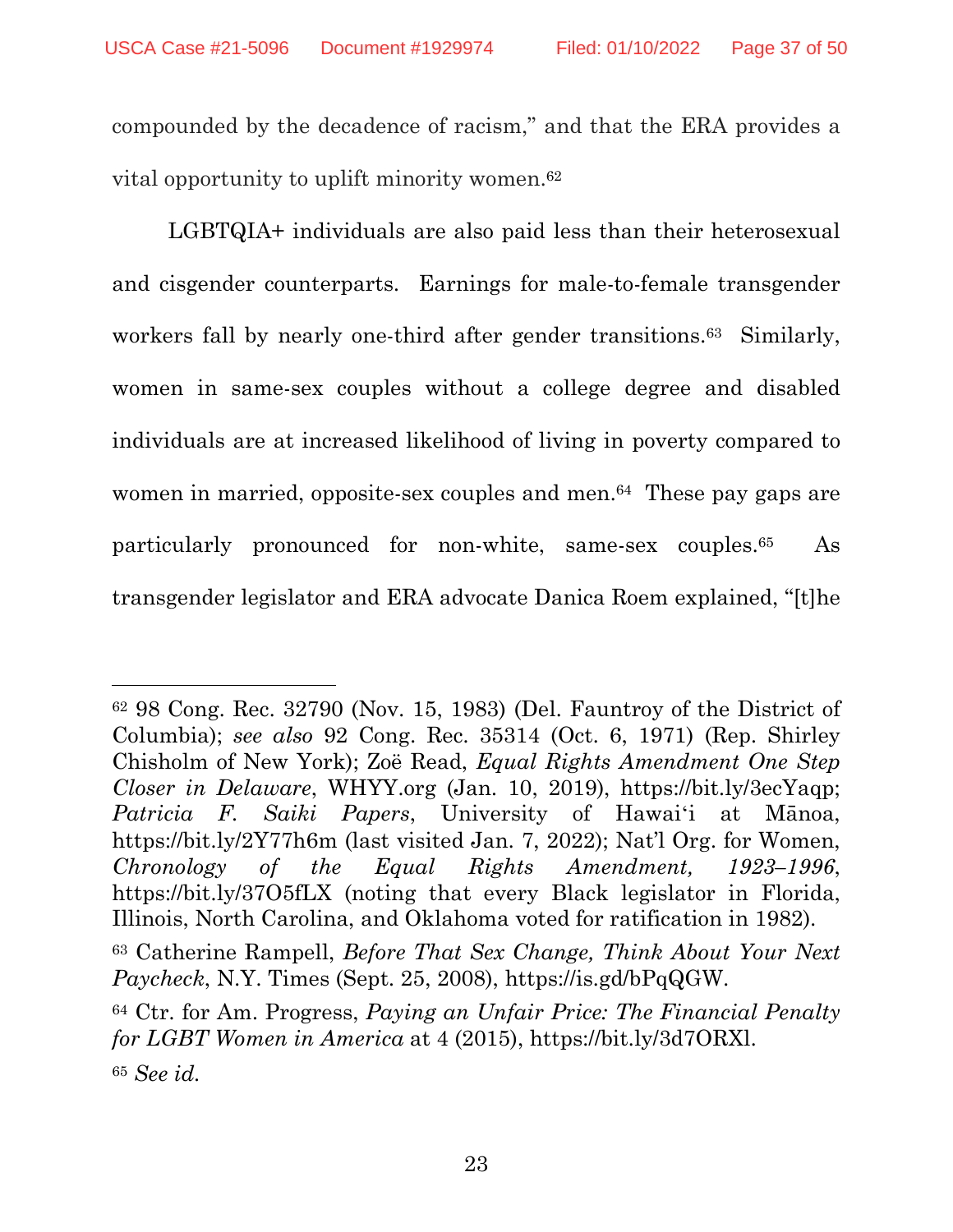compounded by the decadence of racism," and that the ERA provides a vital opportunity to uplift minority women.[62]

LGBTQIA+ individuals are also paid less than their heterosexual and cisgender counterparts. Earnings for male-to-female transgender workers fall by nearly one-third after gender transitions.[63] Similarly, women in same-sex couples without a college degree and disabled individuals are at increased likelihood of living in poverty compared to women in married, opposite-sex couples and men.[64] These pay gaps are particularly pronounced for non-white, same-sex couples.[65] As transgender legislator and ERA advocate Danica Roem explained, "[t]he

---

[62] 98 Cong. Rec. 32790 (Nov. 15, 1983) (Del. Fauntroy of the District of Columbia); *see also* 92 Cong. Rec. 35314 (Oct. 6, 1971) (Rep. Shirley Chisholm of New York); Zoë Read, *Equal Rights Amendment One Step Closer in Delaware*, WHYY.org (Jan. 10, 2019), https://bit.ly/3ecYaqp; *Patricia F. Saiki Papers*, University of Hawai'i at Mānoa, https://bit.ly/2Y77h6m (last visited Jan. 7, 2022); Nat'l Org. for Women, *Chronology of the Equal Rights Amendment, 1923–1996*, https://bit.ly/37O5fLX (noting that every Black legislator in Florida, Illinois, North Carolina, and Oklahoma voted for ratification in 1982).

[63] Catherine Rampell, *Before That Sex Change, Think About Your Next Paycheck*, N.Y. Times (Sept. 25, 2008), https://is.gd/bPqQGW.

[64] Ctr. for Am. Progress, *Paying an Unfair Price: The Financial Penalty for LGBT Women in America* at 4 (2015), https://bit.ly/3d7ORXl.

[65] *See id.*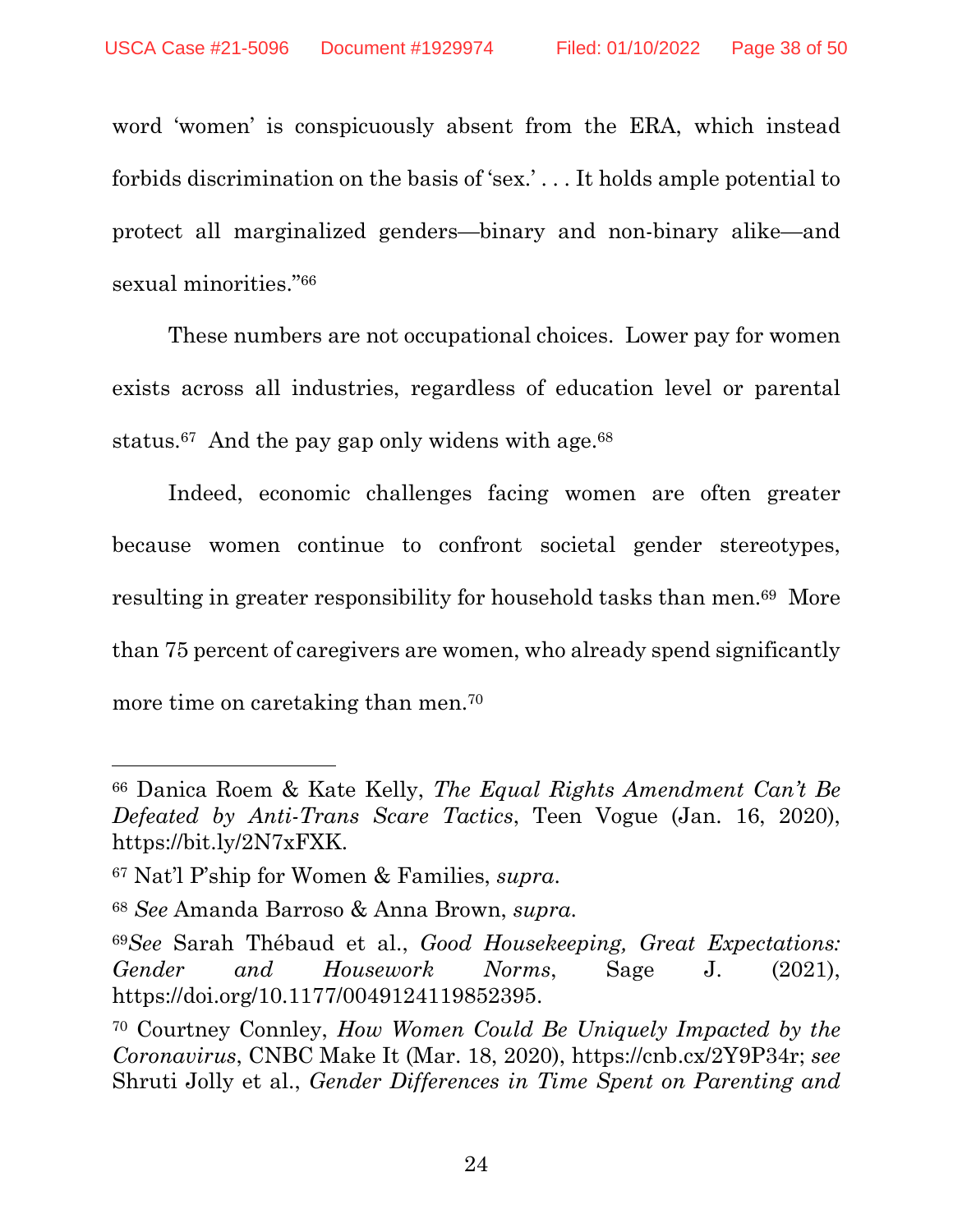word 'women' is conspicuously absent from the ERA, which instead forbids discrimination on the basis of 'sex.' . . . It holds ample potential to protect all marginalized genders—binary and non-binary alike—and sexual minorities."[66]

These numbers are not occupational choices. Lower pay for women exists across all industries, regardless of education level or parental status.[67] And the pay gap only widens with age.[68]

Indeed, economic challenges facing women are often greater because women continue to confront societal gender stereotypes, resulting in greater responsibility for household tasks than men.[69] More than 75 percent of caregivers are women, who already spend significantly more time on caretaking than men.[70]

---

[66] Danica Roem & Kate Kelly, *The Equal Rights Amendment Can't Be Defeated by Anti-Trans Scare Tactics*, Teen Vogue (Jan. 16, 2020), https://bit.ly/2N7xFXK.

[67] Nat'l P'ship for Women & Families, *supra*.

[68] *See* Amanda Barroso & Anna Brown, *supra*.

[69] *See* Sarah Thébaud et al., *Good Housekeeping, Great Expectations: Gender and Housework Norms*, Sage J. (2021), https://doi.org/10.1177/0049124119852395.

[70] Courtney Connley, *How Women Could Be Uniquely Impacted by the Coronavirus*, CNBC Make It (Mar. 18, 2020), https://cnb.cx/2Y9P34r; *see* Shruti Jolly et al., *Gender Differences in Time Spent on Parenting and*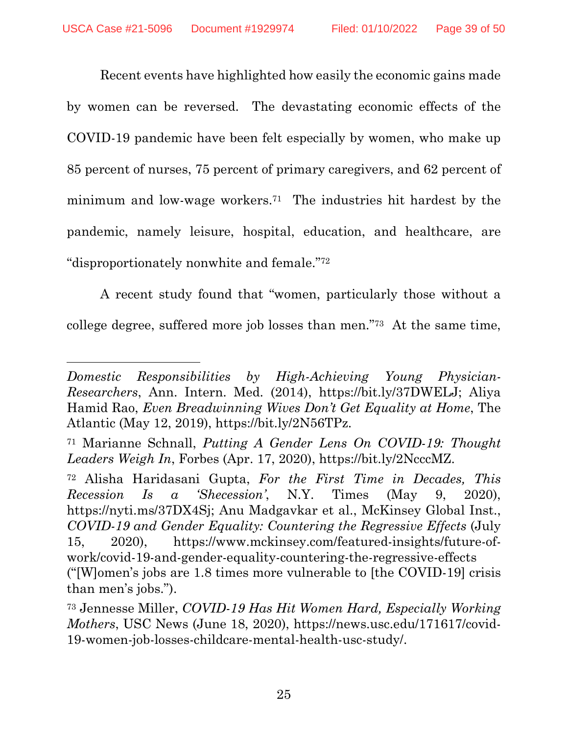Recent events have highlighted how easily the economic gains made by women can be reversed. The devastating economic effects of the COVID-19 pandemic have been felt especially by women, who make up 85 percent of nurses, 75 percent of primary caregivers, and 62 percent of minimum and low-wage workers.[71] The industries hit hardest by the pandemic, namely leisure, hospital, education, and healthcare, are "disproportionately nonwhite and female."[72]

A recent study found that "women, particularly those without a college degree, suffered more job losses than men."[73] At the same time,

---

*Domestic Responsibilities by High-Achieving Young Physician-Researchers*, Ann. Intern. Med. (2014), https://bit.ly/37DWELJ; Aliya Hamid Rao, *Even Breadwinning Wives Don't Get Equality at Home*, The Atlantic (May 12, 2019), https://bit.ly/2N56TPz.

[71] Marianne Schnall, *Putting A Gender Lens On COVID-19: Thought Leaders Weigh In*, Forbes (Apr. 17, 2020), https://bit.ly/2NcccMZ.

[72] Alisha Haridasani Gupta, *For the First Time in Decades, This Recession Is a 'Shecession'*, N.Y. Times (May 9, 2020), https://nyti.ms/37DX4Sj; Anu Madgavkar et al., McKinsey Global Inst., *COVID-19 and Gender Equality: Countering the Regressive Effects* (July 15, 2020), https://www.mckinsey.com/featured-insights/future-of-work/covid-19-and-gender-equality-countering-the-regressive-effects ("[W]omen's jobs are 1.8 times more vulnerable to [the COVID-19] crisis than men's jobs.").

[73] Jennesse Miller, *COVID-19 Has Hit Women Hard, Especially Working Mothers*, USC News (June 18, 2020), https://news.usc.edu/171617/covid-19-women-job-losses-childcare-mental-health-usc-study/.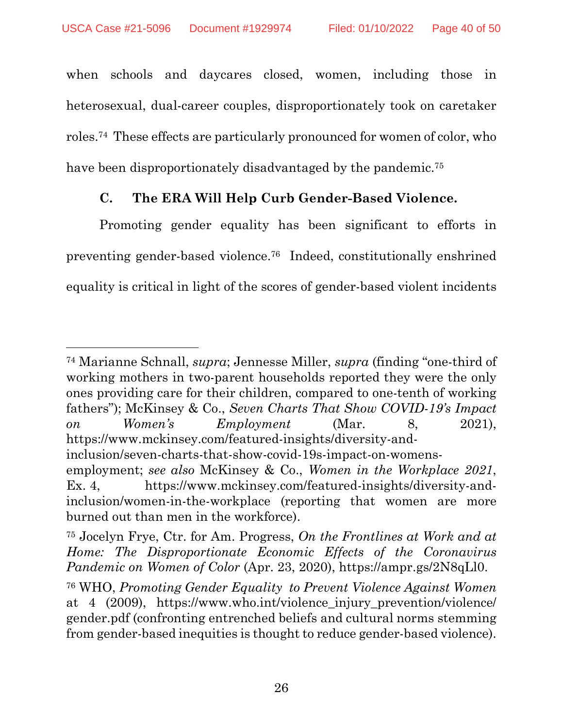when schools and daycares closed, women, including those in heterosexual, dual-career couples, disproportionately took on caretaker roles.[74] These effects are particularly pronounced for women of color, who have been disproportionately disadvantaged by the pandemic.[75]

### C. The ERA Will Help Curb Gender-Based Violence.

Promoting gender equality has been significant to efforts in preventing gender-based violence.[76] Indeed, constitutionally enshrined equality is critical in light of the scores of gender-based violent incidents

---

[74] Marianne Schnall, *supra*; Jennesse Miller, *supra* (finding "one-third of working mothers in two-parent households reported they were the only ones providing care for their children, compared to one-tenth of working fathers"); McKinsey & Co., *Seven Charts That Show COVID-19's Impact on Women's Employment* (Mar. 8, 2021), https://www.mckinsey.com/featured-insights/diversity-and-inclusion/seven-charts-that-show-covid-19s-impact-on-womens-employment; *see also* McKinsey & Co., *Women in the Workplace 2021*, Ex. 4, https://www.mckinsey.com/featured-insights/diversity-and-inclusion/women-in-the-workplace (reporting that women are more burned out than men in the workforce).

[75] Jocelyn Frye, Ctr. for Am. Progress, *On the Frontlines at Work and at Home: The Disproportionate Economic Effects of the Coronavirus Pandemic on Women of Color* (Apr. 23, 2020), https://ampr.gs/2N8qLl0.

[76] WHO, *Promoting Gender Equality to Prevent Violence Against Women* at 4 (2009), https://www.who.int/violence_injury_prevention/violence/gender.pdf (confronting entrenched beliefs and cultural norms stemming from gender-based inequities is thought to reduce gender-based violence).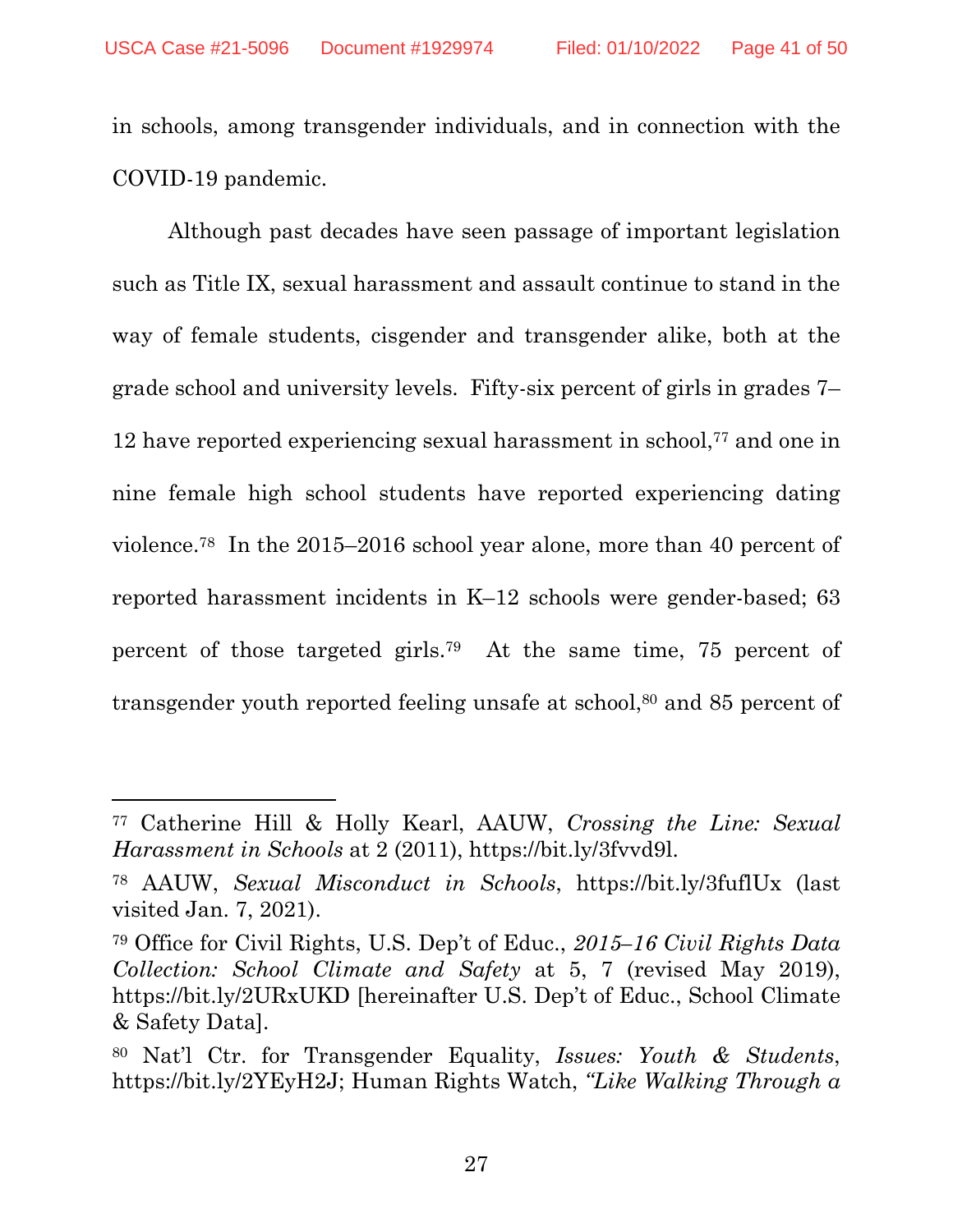in schools, among transgender individuals, and in connection with the COVID-19 pandemic.

Although past decades have seen passage of important legislation such as Title IX, sexual harassment and assault continue to stand in the way of female students, cisgender and transgender alike, both at the grade school and university levels. Fifty-six percent of girls in grades 7–12 have reported experiencing sexual harassment in school,[77] and one in nine female high school students have reported experiencing dating violence.[78] In the 2015–2016 school year alone, more than 40 percent of reported harassment incidents in K–12 schools were gender-based; 63 percent of those targeted girls.[79] At the same time, 75 percent of transgender youth reported feeling unsafe at school,[80] and 85 percent of

---

[77] Catherine Hill & Holly Kearl, AAUW, *Crossing the Line: Sexual Harassment in Schools* at 2 (2011), https://bit.ly/3fvvd9l.

[78] AAUW, *Sexual Misconduct in Schools*, https://bit.ly/3fuflUx (last visited Jan. 7, 2021).

[79] Office for Civil Rights, U.S. Dep't of Educ., *2015–16 Civil Rights Data Collection: School Climate and Safety* at 5, 7 (revised May 2019), https://bit.ly/2URxUKD [hereinafter U.S. Dep't of Educ., School Climate & Safety Data].

[80] Nat'l Ctr. for Transgender Equality, *Issues: Youth & Students*, https://bit.ly/2YEyH2J; Human Rights Watch, *"Like Walking Through a*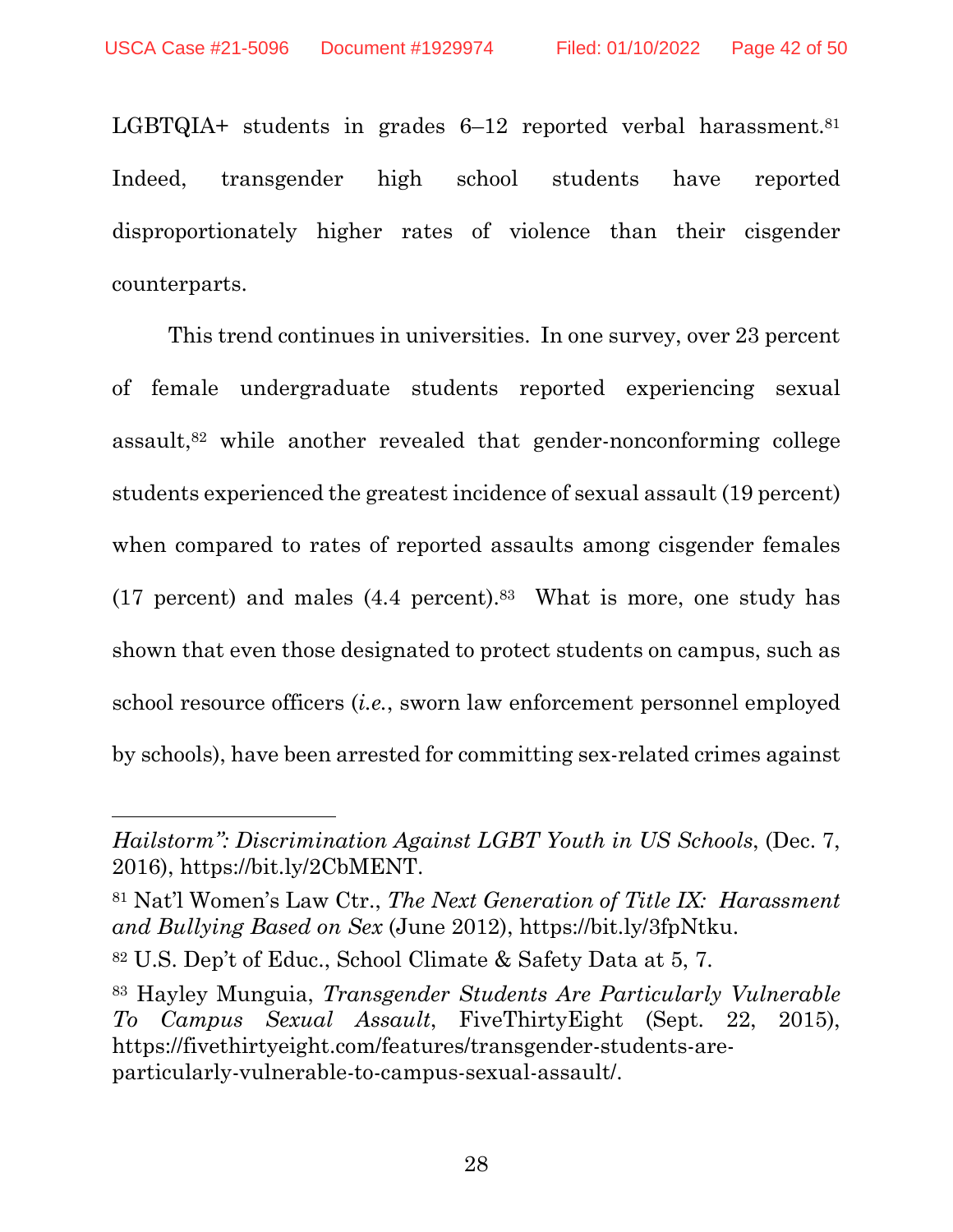LGBTQIA+ students in grades 6–12 reported verbal harassment.[81] Indeed, transgender high school students have reported disproportionately higher rates of violence than their cisgender counterparts.

This trend continues in universities. In one survey, over 23 percent of female undergraduate students reported experiencing sexual assault,[82] while another revealed that gender-nonconforming college students experienced the greatest incidence of sexual assault (19 percent) when compared to rates of reported assaults among cisgender females (17 percent) and males (4.4 percent).[83] What is more, one study has shown that even those designated to protect students on campus, such as school resource officers (*i.e.*, sworn law enforcement personnel employed by schools), have been arrested for committing sex-related crimes against

---

*Hailstorm": Discrimination Against LGBT Youth in US Schools*, (Dec. 7, 2016), https://bit.ly/2CbMENT.

[81] Nat'l Women's Law Ctr., *The Next Generation of Title IX: Harassment and Bullying Based on Sex* (June 2012), https://bit.ly/3fpNtku.

[82] U.S. Dep't of Educ., School Climate & Safety Data at 5, 7.

[83] Hayley Munguia, *Transgender Students Are Particularly Vulnerable To Campus Sexual Assault*, FiveThirtyEight (Sept. 22, 2015), https://fivethirtyeight.com/features/transgender-students-are-particularly-vulnerable-to-campus-sexual-assault/.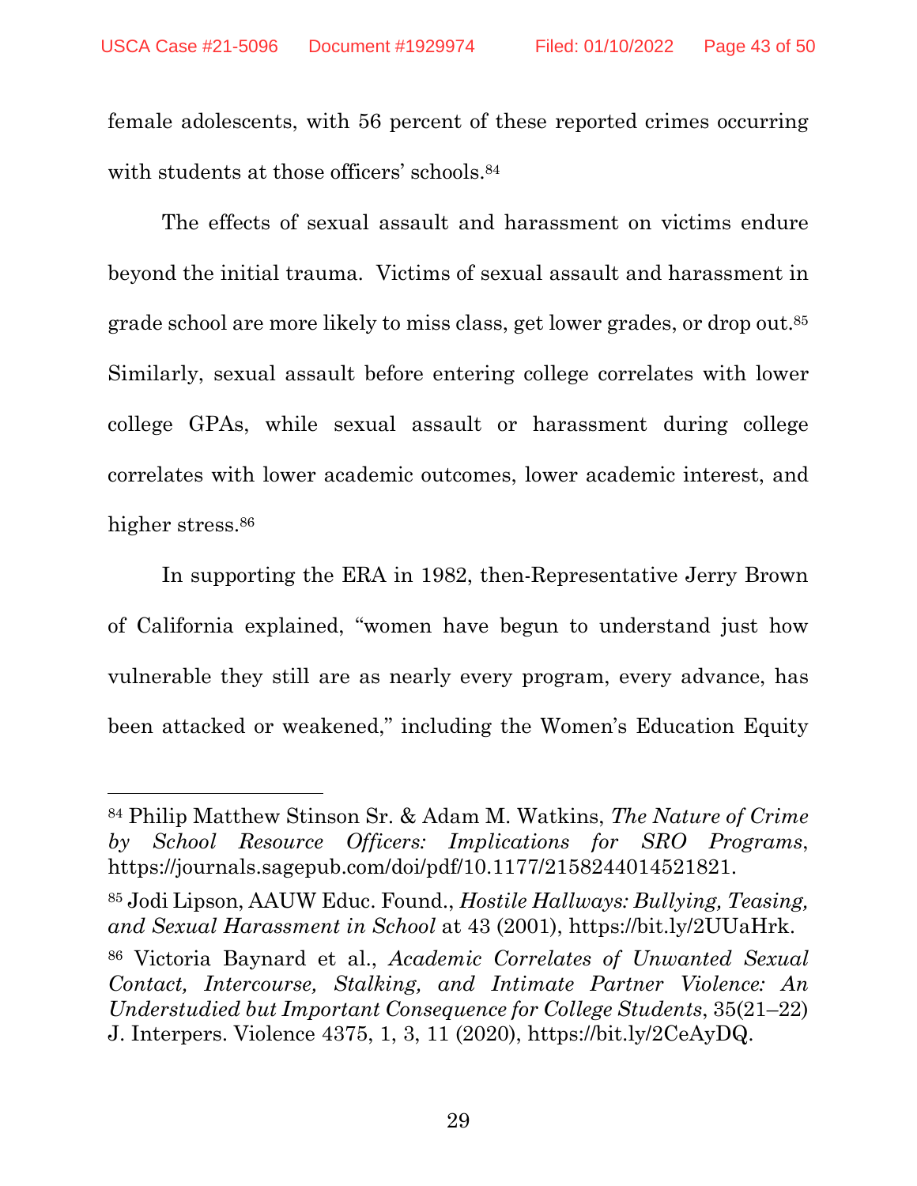female adolescents, with 56 percent of these reported crimes occurring with students at those officers' schools.[84]

The effects of sexual assault and harassment on victims endure beyond the initial trauma. Victims of sexual assault and harassment in grade school are more likely to miss class, get lower grades, or drop out.[85] Similarly, sexual assault before entering college correlates with lower college GPAs, while sexual assault or harassment during college correlates with lower academic outcomes, lower academic interest, and higher stress.[86]

In supporting the ERA in 1982, then-Representative Jerry Brown of California explained, "women have begun to understand just how vulnerable they still are as nearly every program, every advance, has been attacked or weakened," including the Women's Education Equity

---

[84] Philip Matthew Stinson Sr. & Adam M. Watkins, *The Nature of Crime by School Resource Officers: Implications for SRO Programs*, https://journals.sagepub.com/doi/pdf/10.1177/2158244014521821.

[85] Jodi Lipson, AAUW Educ. Found., *Hostile Hallways: Bullying, Teasing, and Sexual Harassment in School* at 43 (2001), https://bit.ly/2UUaHrk.

[86] Victoria Baynard et al., *Academic Correlates of Unwanted Sexual Contact, Intercourse, Stalking, and Intimate Partner Violence: An Understudied but Important Consequence for College Students*, 35(21–22) J. Interpers. Violence 4375, 1, 3, 11 (2020), https://bit.ly/2CeAyDQ.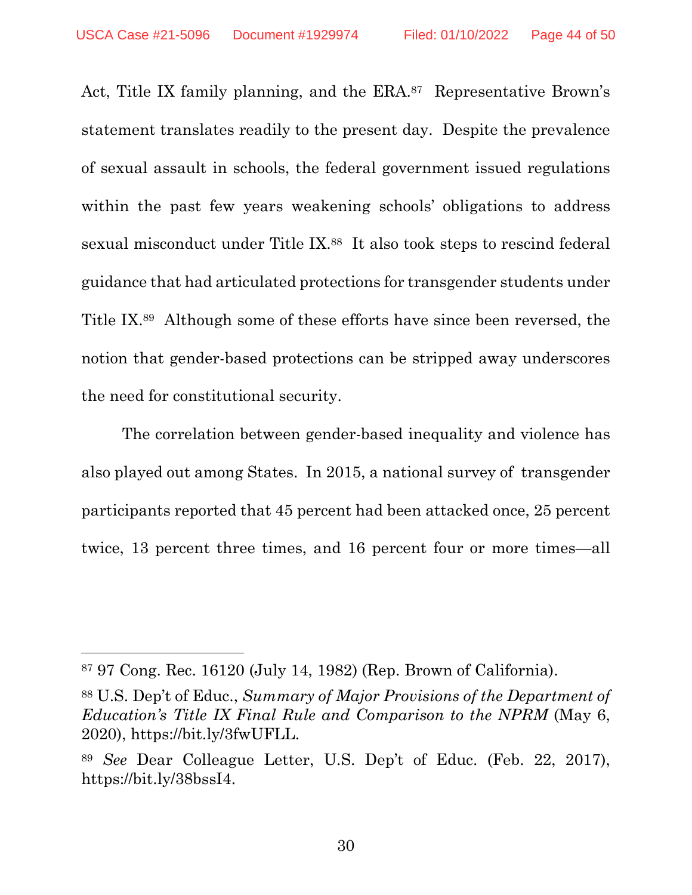Act, Title IX family planning, and the ERA.[87] Representative Brown's statement translates readily to the present day. Despite the prevalence of sexual assault in schools, the federal government issued regulations within the past few years weakening schools' obligations to address sexual misconduct under Title IX.[88] It also took steps to rescind federal guidance that had articulated protections for transgender students under Title IX.[89] Although some of these efforts have since been reversed, the notion that gender-based protections can be stripped away underscores the need for constitutional security.

The correlation between gender-based inequality and violence has also played out among States. In 2015, a national survey of transgender participants reported that 45 percent had been attacked once, 25 percent twice, 13 percent three times, and 16 percent four or more times—all

---

[87] 97 Cong. Rec. 16120 (July 14, 1982) (Rep. Brown of California).

[88] U.S. Dep't of Educ., *Summary of Major Provisions of the Department of Education's Title IX Final Rule and Comparison to the NPRM* (May 6, 2020), https://bit.ly/3fwUFLL.

[89] *See* Dear Colleague Letter, U.S. Dep't of Educ. (Feb. 22, 2017), https://bit.ly/38bssI4.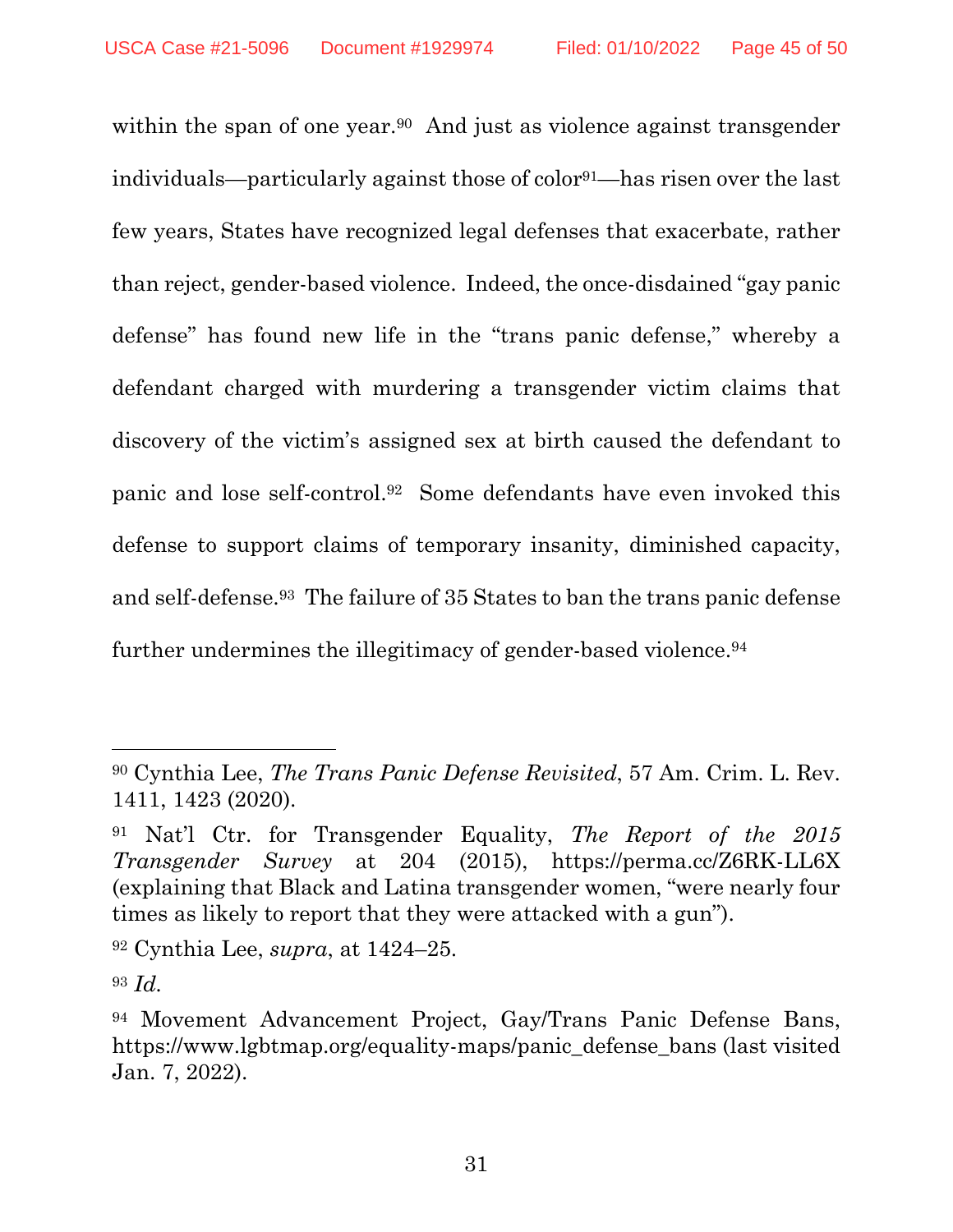within the span of one year.[90] And just as violence against transgender individuals—particularly against those of color[91]—has risen over the last few years, States have recognized legal defenses that exacerbate, rather than reject, gender-based violence. Indeed, the once-disdained "gay panic defense" has found new life in the "trans panic defense," whereby a defendant charged with murdering a transgender victim claims that discovery of the victim's assigned sex at birth caused the defendant to panic and lose self-control.[92] Some defendants have even invoked this defense to support claims of temporary insanity, diminished capacity, and self-defense.[93] The failure of 35 States to ban the trans panic defense further undermines the illegitimacy of gender-based violence.[94]

---

[90] Cynthia Lee, *The Trans Panic Defense Revisited*, 57 Am. Crim. L. Rev. 1411, 1423 (2020).

[91] Nat'l Ctr. for Transgender Equality, *The Report of the 2015 Transgender Survey* at 204 (2015), https://perma.cc/Z6RK-LL6X (explaining that Black and Latina transgender women, "were nearly four times as likely to report that they were attacked with a gun").

[92] Cynthia Lee, *supra*, at 1424–25.

[93] *Id.*

[94] Movement Advancement Project, Gay/Trans Panic Defense Bans, https://www.lgbtmap.org/equality-maps/panic_defense_bans (last visited Jan. 7, 2022).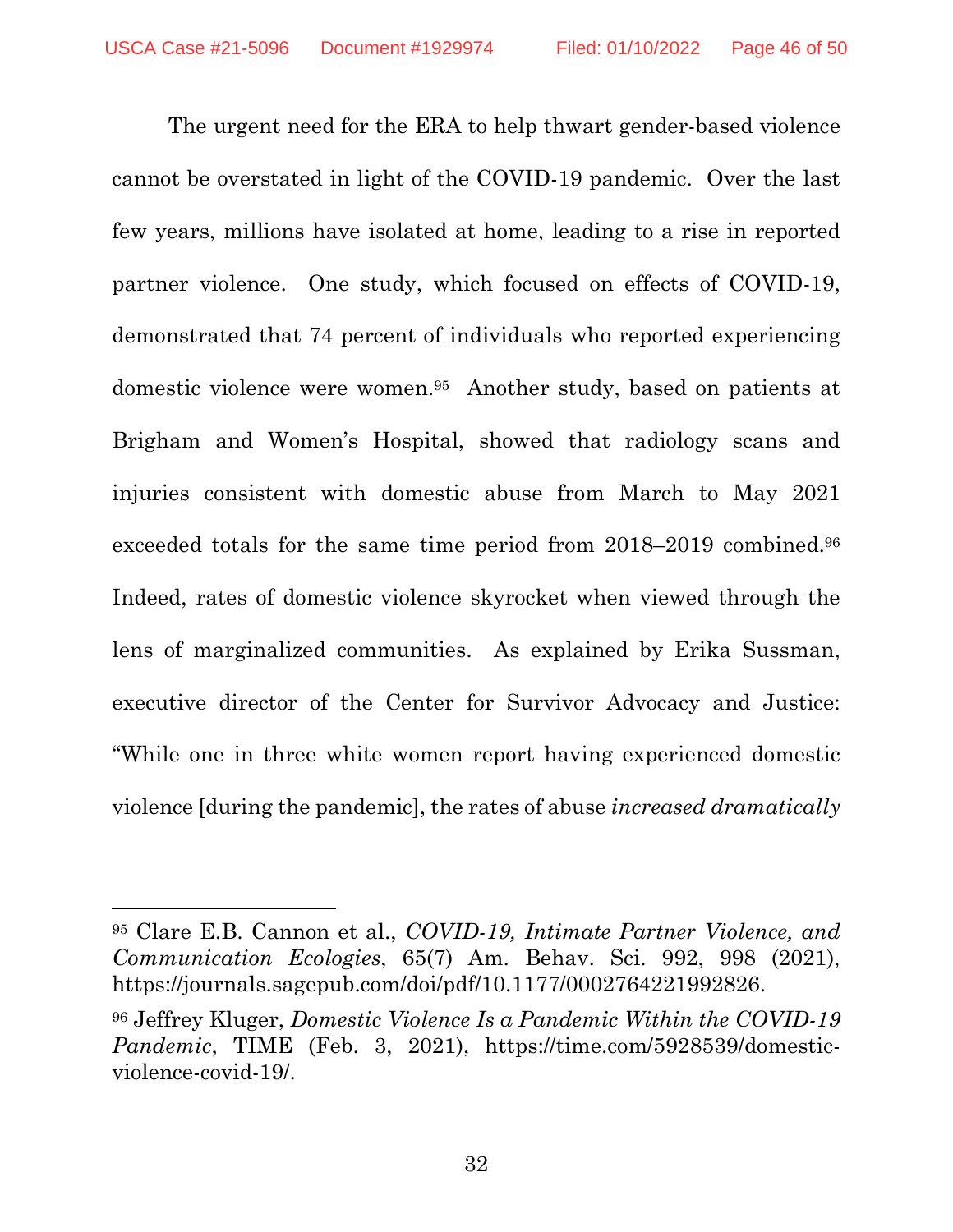The urgent need for the ERA to help thwart gender-based violence cannot be overstated in light of the COVID-19 pandemic. Over the last few years, millions have isolated at home, leading to a rise in reported partner violence. One study, which focused on effects of COVID-19, demonstrated that 74 percent of individuals who reported experiencing domestic violence were women.[95] Another study, based on patients at Brigham and Women's Hospital, showed that radiology scans and injuries consistent with domestic abuse from March to May 2021 exceeded totals for the same time period from 2018–2019 combined.[96] Indeed, rates of domestic violence skyrocket when viewed through the lens of marginalized communities. As explained by Erika Sussman, executive director of the Center for Survivor Advocacy and Justice: "While one in three white women report having experienced domestic violence [during the pandemic], the rates of abuse *increased dramatically*

---

[95] Clare E.B. Cannon et al., *COVID-19, Intimate Partner Violence, and Communication Ecologies*, 65(7) Am. Behav. Sci. 992, 998 (2021), https://journals.sagepub.com/doi/pdf/10.1177/0002764221992826.

[96] Jeffrey Kluger, *Domestic Violence Is a Pandemic Within the COVID-19 Pandemic*, TIME (Feb. 3, 2021), https://time.com/5928539/domestic-violence-covid-19/.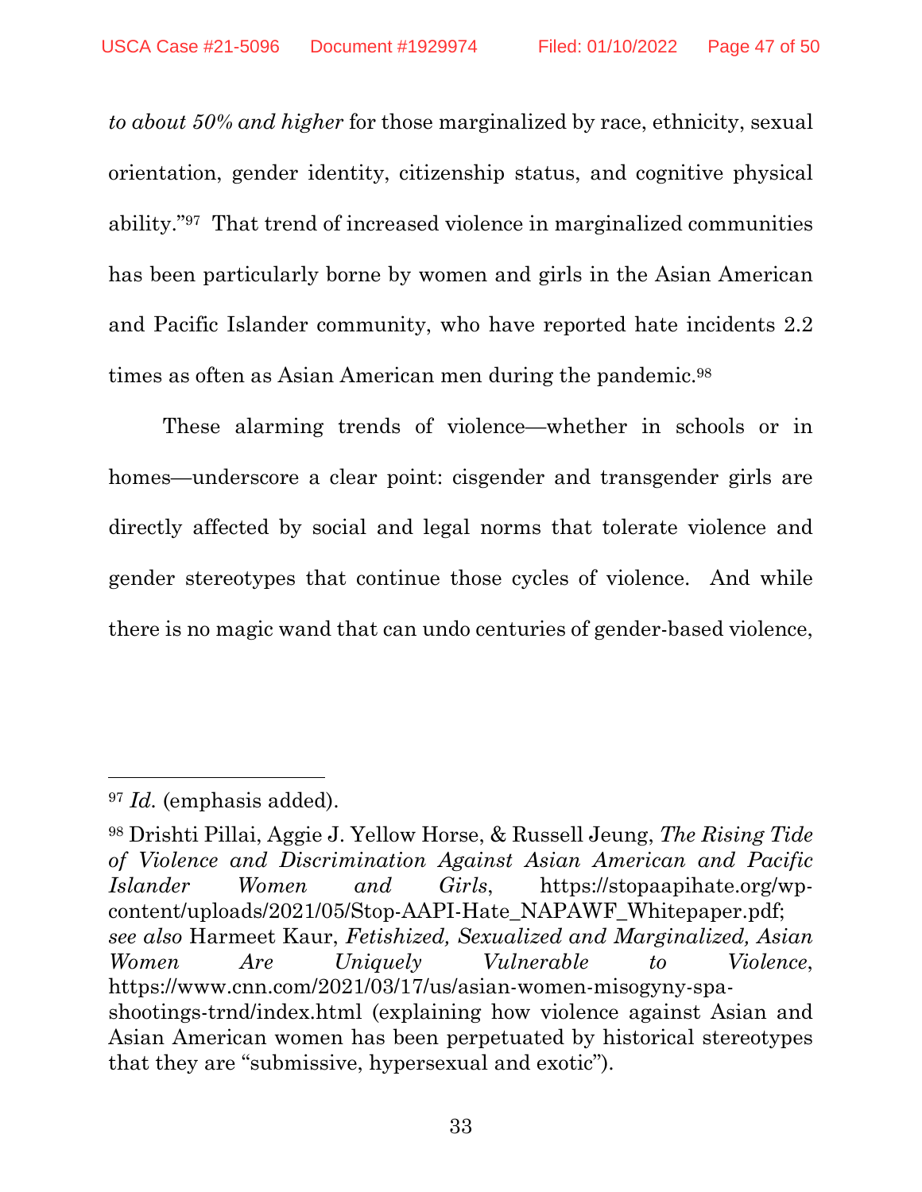*to about 50% and higher* for those marginalized by race, ethnicity, sexual orientation, gender identity, citizenship status, and cognitive physical ability."[97] That trend of increased violence in marginalized communities has been particularly borne by women and girls in the Asian American and Pacific Islander community, who have reported hate incidents 2.2 times as often as Asian American men during the pandemic.[98]

These alarming trends of violence—whether in schools or in homes—underscore a clear point: cisgender and transgender girls are directly affected by social and legal norms that tolerate violence and gender stereotypes that continue those cycles of violence. And while there is no magic wand that can undo centuries of gender-based violence,

---

[97] *Id.* (emphasis added).

[98] Drishti Pillai, Aggie J. Yellow Horse, & Russell Jeung, *The Rising Tide of Violence and Discrimination Against Asian American and Pacific Islander Women and Girls*, https://stopaapihate.org/wp-content/uploads/2021/05/Stop-AAPI-Hate_NAPAWF_Whitepaper.pdf; *see also* Harmeet Kaur, *Fetishized, Sexualized and Marginalized, Asian Women Are Uniquely Vulnerable to Violence*, https://www.cnn.com/2021/03/17/us/asian-women-misogyny-spa-shootings-trnd/index.html (explaining how violence against Asian and Asian American women has been perpetuated by historical stereotypes that they are "submissive, hypersexual and exotic").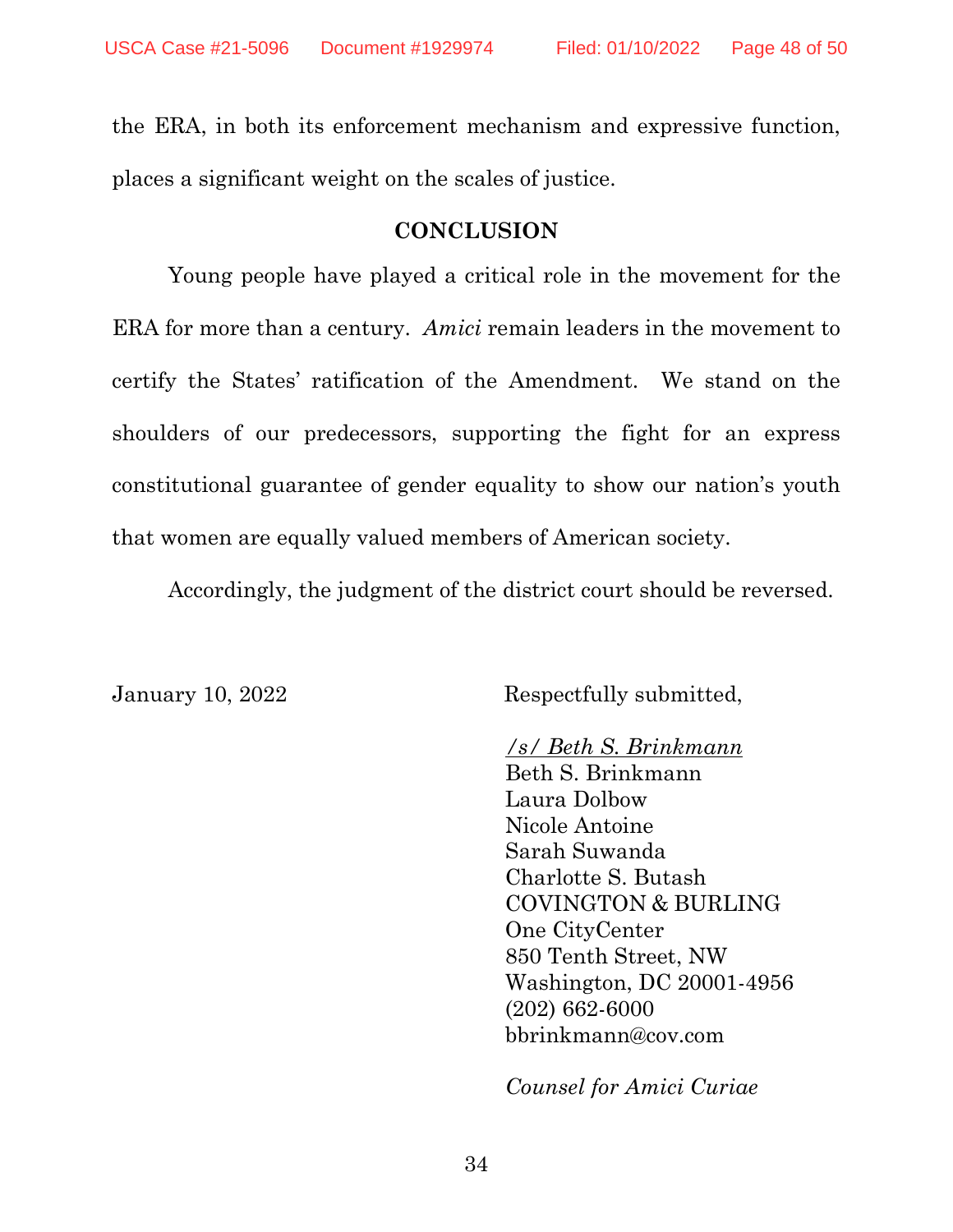the ERA, in both its enforcement mechanism and expressive function, places a significant weight on the scales of justice.

## CONCLUSION

Young people have played a critical role in the movement for the ERA for more than a century. *Amici* remain leaders in the movement to certify the States' ratification of the Amendment. We stand on the shoulders of our predecessors, supporting the fight for an express constitutional guarantee of gender equality to show our nation's youth that women are equally valued members of American society.

Accordingly, the judgment of the district court should be reversed.

January 10, 2022

Respectfully submitted,

/s/ Beth S. Brinkmann
Beth S. Brinkmann
Laura Dolbow
Nicole Antoine
Sarah Suwanda
Charlotte S. Butash
COVINGTON & BURLING
One CityCenter
850 Tenth Street, NW
Washington, DC 20001-4956
(202) 662-6000
bbrinkmann@cov.com

*Counsel for Amici Curiae*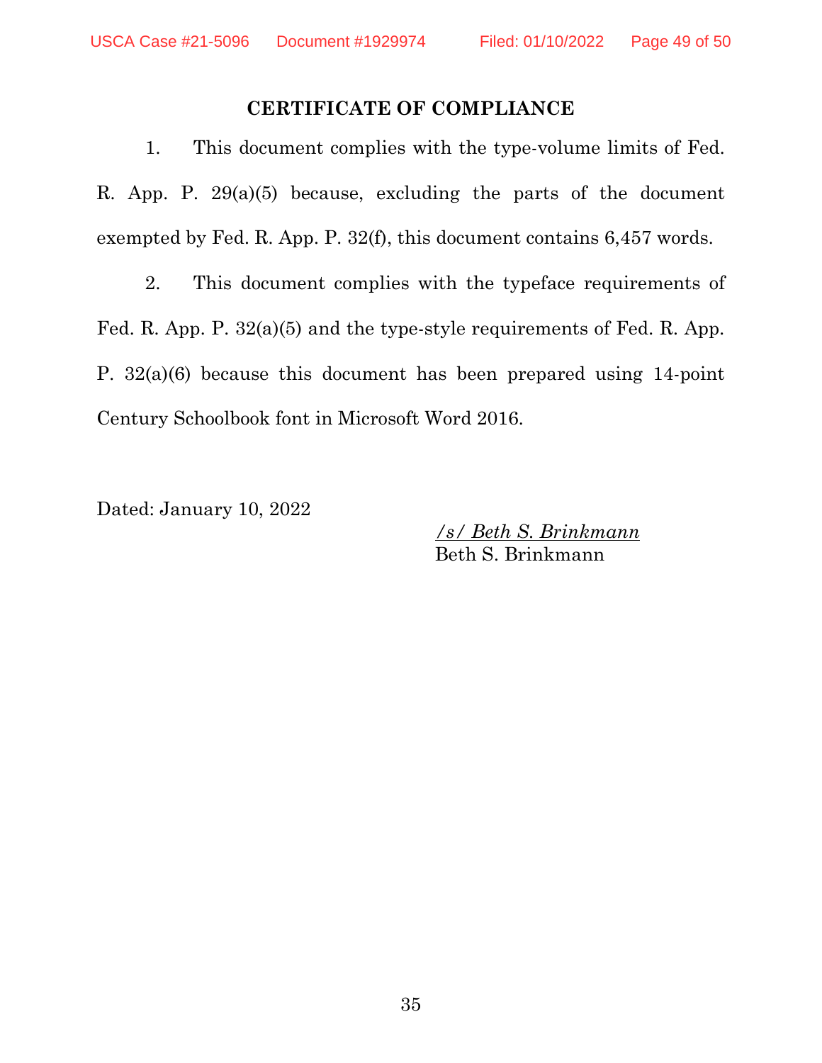## CERTIFICATE OF COMPLIANCE

1. This document complies with the type-volume limits of Fed. R. App. P. 29(a)(5) because, excluding the parts of the document exempted by Fed. R. App. P. 32(f), this document contains 6,457 words.

2. This document complies with the typeface requirements of Fed. R. App. P. 32(a)(5) and the type-style requirements of Fed. R. App. P. 32(a)(6) because this document has been prepared using 14-point Century Schoolbook font in Microsoft Word 2016.

Dated: January 10, 2022

*/s/ Beth S. Brinkmann*
Beth S. Brinkmann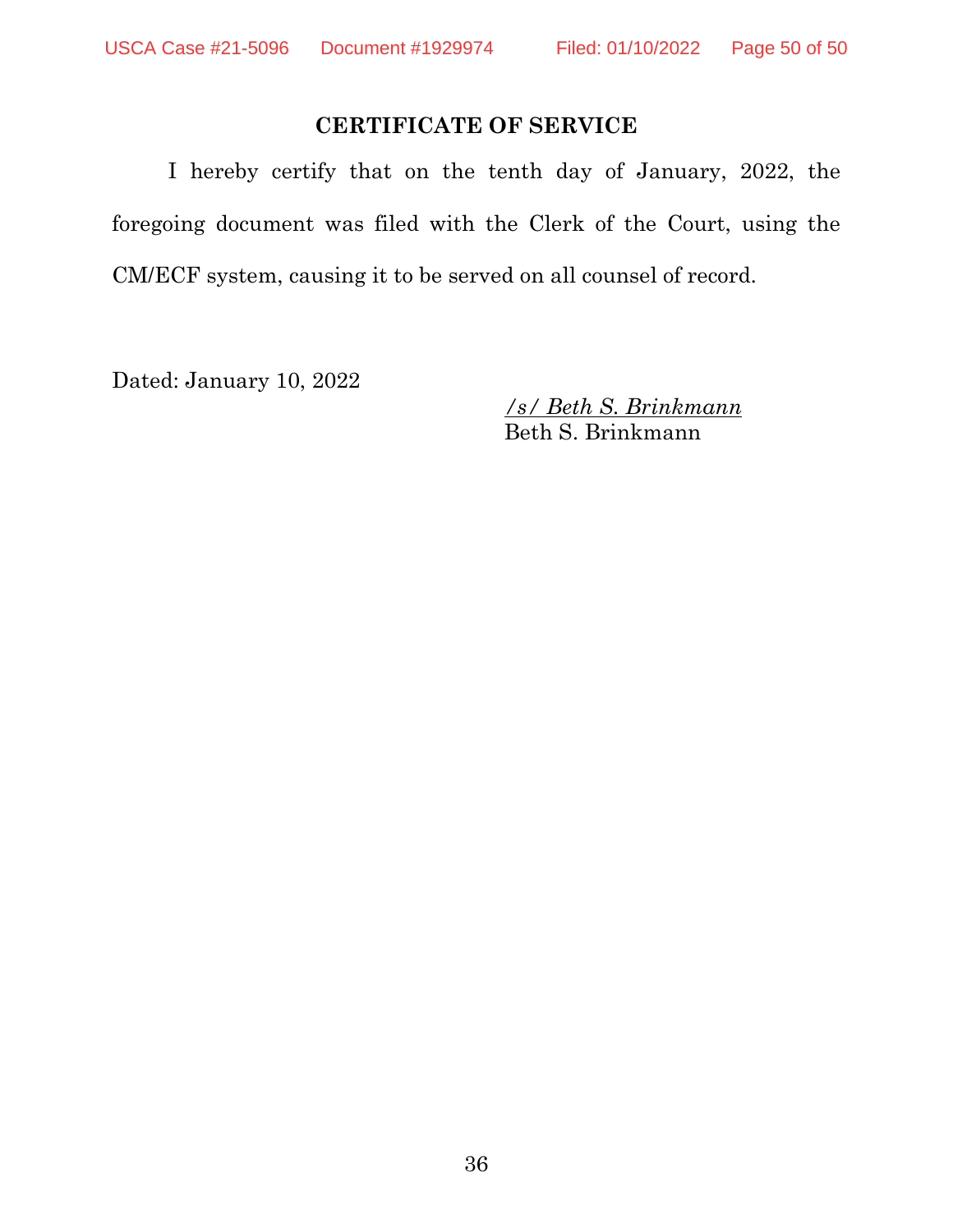## CERTIFICATE OF SERVICE

I hereby certify that on the tenth day of January, 2022, the foregoing document was filed with the Clerk of the Court, using the CM/ECF system, causing it to be served on all counsel of record.

Dated: January 10, 2022

/s/ *Beth S. Brinkmann*
Beth S. Brinkmann